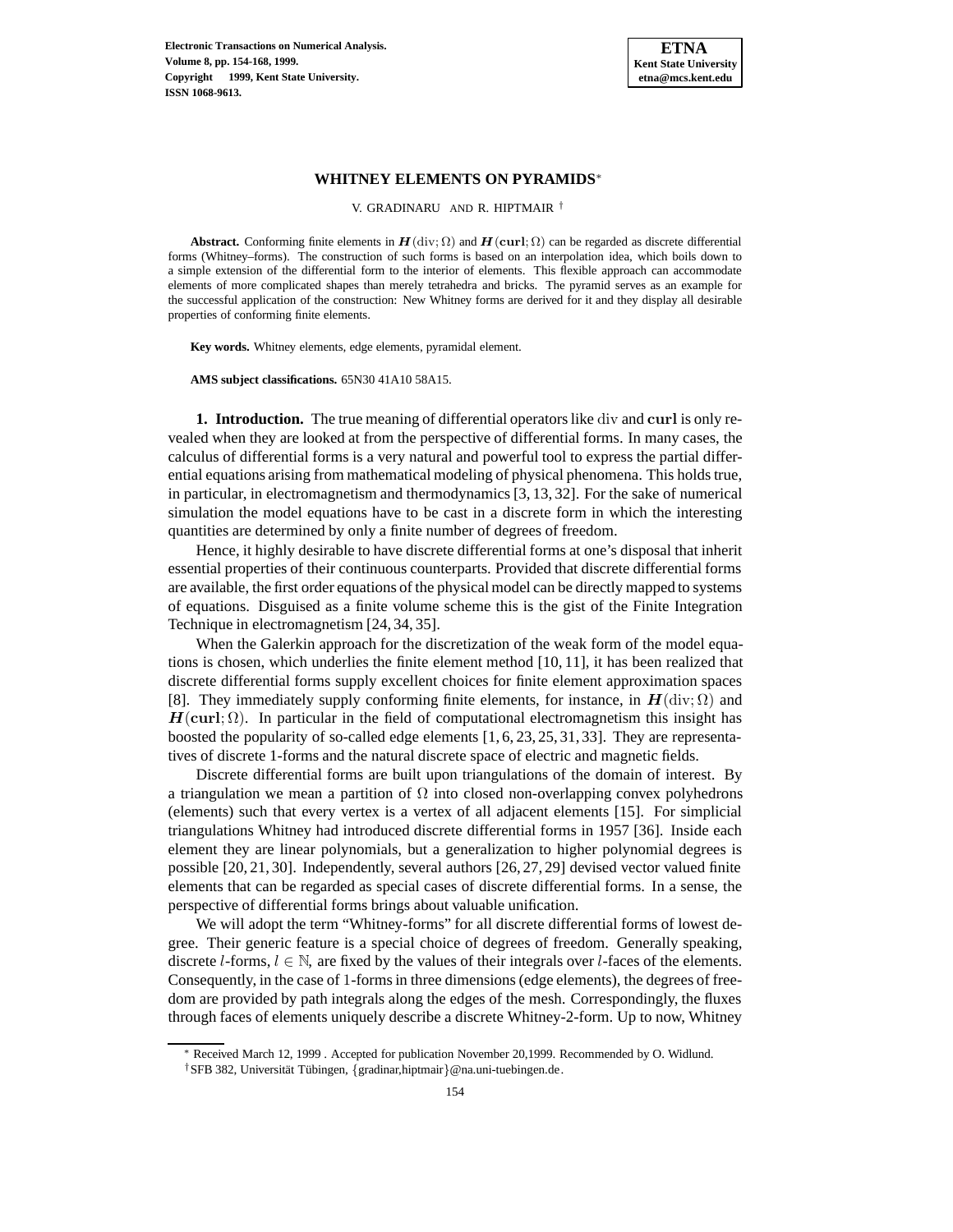# WHITNEY ELEMENTS ON PYRAMIDS*

V. GRADINARU AND R. HIPTMAIR †

**Abstract.** Conforming finite elements in $\boldsymbol{H}(\mathrm{div};\Omega)$ and $\boldsymbol{H}(\mathbf{curl};\Omega)$ can be regarded as discrete differential forms (Whitney–forms). The construction of such forms is based on an interpolation idea, which boils down to a simple extension of the differential form to the interior of elements. This flexible approach can accommodate elements of more complicated shapes than merely tetrahedra and bricks. The pyramid serves as an example for the successful application of the construction: New Whitney forms are derived for it and they display all desirable properties of conforming finite elements.

**Key words.** Whitney elements, edge elements, pyramidal element.

**AMS subject classifications.** 65N30 41A10 58A15.

**1. Introduction.** The true meaning of differential operators like div and **curl** is only revealed when they are looked at from the perspective of differential forms. In many cases, the calculus of differential forms is a very natural and powerful tool to express the partial differential equations arising from mathematical modeling of physical phenomena. This holds true, in particular, in electromagnetism and thermodynamics [3, 13, 32]. For the sake of numerical simulation the model equations have to be cast in a discrete form in which the interesting quantities are determined by only a finite number of degrees of freedom.

Hence, it highly desirable to have discrete differential forms at one's disposal that inherit essential properties of their continuous counterparts. Provided that discrete differential forms are available, the first order equations of the physical model can be directly mapped to systems of equations. Disguised as a finite volume scheme this is the gist of the Finite Integration Technique in electromagnetism [24, 34, 35].

When the Galerkin approach for the discretization of the weak form of the model equations is chosen, which underlies the finite element method [10, 11], it has been realized that discrete differential forms supply excellent choices for finite element approximation spaces [8]. They immediately supply conforming finite elements, for instance, in $\boldsymbol{H}(\mathrm{div};\Omega)$ and $\boldsymbol{H}(\mathbf{curl};\Omega)$. In particular in the field of computational electromagnetism this insight has boosted the popularity of so-called edge elements [1, 6, 23, 25, 31, 33]. They are representatives of discrete 1-forms and the natural discrete space of electric and magnetic fields.

Discrete differential forms are built upon triangulations of the domain of interest. By a triangulation we mean a partition of $\Omega$ into closed non-overlapping convex polyhedrons (elements) such that every vertex is a vertex of all adjacent elements [15]. For simplicial triangulations Whitney had introduced discrete differential forms in 1957 [36]. Inside each element they are linear polynomials, but a generalization to higher polynomial degrees is possible [20, 21, 30]. Independently, several authors [26, 27, 29] devised vector valued finite elements that can be regarded as special cases of discrete differential forms. In a sense, the perspective of differential forms brings about valuable unification.

We will adopt the term "Whitney-forms" for all discrete differential forms of lowest degree. Their generic feature is a special choice of degrees of freedom. Generally speaking, discrete $l$-forms, $l \in \mathbb{N}$, are fixed by the values of their integrals over $l$-faces of the elements. Consequently, in the case of 1-forms in three dimensions (edge elements), the degrees of freedom are provided by path integrals along the edges of the mesh. Correspondingly, the fluxes through faces of elements uniquely describe a discrete Whitney-2-form. Up to now, Whitney

---

* Received March 12, 1999 . Accepted for publication November 20,1999. Recommended by O. Widlund.

† SFB 382, Universität Tübingen, {gradinar,hiptmair}@na.uni-tuebingen.de.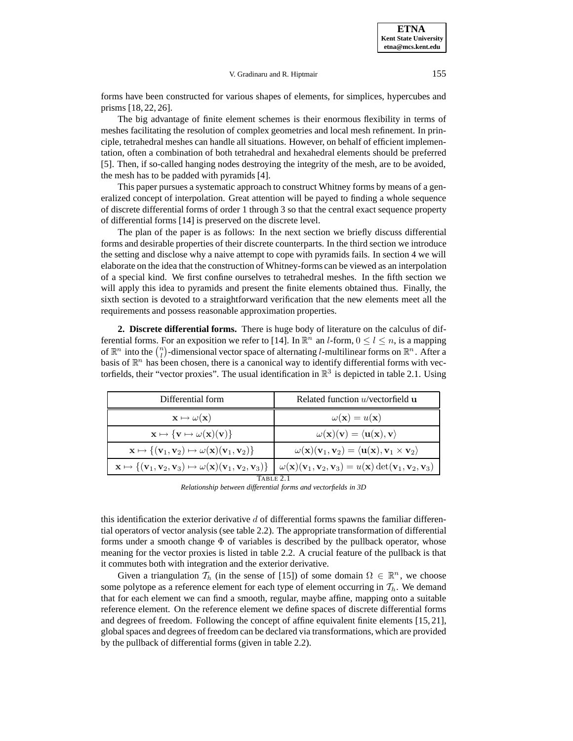forms have been constructed for various shapes of elements, for simplices, hypercubes and prisms [18, 22, 26].

The big advantage of finite element schemes is their enormous flexibility in terms of meshes facilitating the resolution of complex geometries and local mesh refinement. In principle, tetrahedral meshes can handle all situations. However, on behalf of efficient implementation, often a combination of both tetrahedral and hexahedral elements should be preferred [5]. Then, if so-called hanging nodes destroying the integrity of the mesh, are to be avoided, the mesh has to be padded with pyramids [4].

This paper pursues a systematic approach to construct Whitney forms by means of a generalized concept of interpolation. Great attention will be payed to finding a whole sequence of discrete differential forms of order 1 through 3 so that the central exact sequence property of differential forms [14] is preserved on the discrete level.

The plan of the paper is as follows: In the next section we briefly discuss differential forms and desirable properties of their discrete counterparts. In the third section we introduce the setting and disclose why a naive attempt to cope with pyramids fails. In section 4 we will elaborate on the idea that the construction of Whitney-forms can be viewed as an interpolation of a special kind. We first confine ourselves to tetrahedral meshes. In the fifth section we will apply this idea to pyramids and present the finite elements obtained thus. Finally, the sixth section is devoted to a straightforward verification that the new elements meet all the requirements and possess reasonable approximation properties.

## 2. Discrete differential forms.

There is huge body of literature on the calculus of differential forms. For an exposition we refer to [14]. In $\mathbb{R}^n$ an $l$-form, $0 \leq l \leq n$, is a mapping of $\mathbb{R}^n$ into the $\binom{n}{l}$-dimensional vector space of alternating $l$-multilinear forms on $\mathbb{R}^n$. After a basis of $\mathbb{R}^n$ has been chosen, there is a canonical way to identify differential forms with vectorfields, their "vector proxies". The usual identification in $\mathbb{R}^3$ is depicted in table 2.1. Using

| Differential form | Related function $u$/vectorfield $\mathbf{u}$ |
|---|---|
| $\mathbf{x} \mapsto \omega(\mathbf{x})$ | $\omega(\mathbf{x}) = u(\mathbf{x})$ |
| $\mathbf{x} \mapsto \{\mathbf{v} \mapsto \omega(\mathbf{x})(\mathbf{v})\}$ | $\omega(\mathbf{x})(\mathbf{v}) = \langle \mathbf{u}(\mathbf{x}), \mathbf{v} \rangle$ |
| $\mathbf{x} \mapsto \{(\mathbf{v}_1, \mathbf{v}_2) \mapsto \omega(\mathbf{x})(\mathbf{v}_1, \mathbf{v}_2)\}$ | $\omega(\mathbf{x})(\mathbf{v}_1, \mathbf{v}_2) = \langle \mathbf{u}(\mathbf{x}), \mathbf{v}_1 \times \mathbf{v}_2 \rangle$ |
| $\mathbf{x} \mapsto \{(\mathbf{v}_1, \mathbf{v}_2, \mathbf{v}_3) \mapsto \omega(\mathbf{x})(\mathbf{v}_1, \mathbf{v}_2, \mathbf{v}_3)\}$ | $\omega(\mathbf{x})(\mathbf{v}_1, \mathbf{v}_2, \mathbf{v}_3) = u(\mathbf{x}) \det(\mathbf{v}_1, \mathbf{v}_2, \mathbf{v}_3)$ |

TABLE 2.1

*Relationship between differential forms and vectorfields in 3D*

this identification the exterior derivative $d$ of differential forms spawns the familiar differential operators of vector analysis (see table 2.2). The appropriate transformation of differential forms under a smooth change $\Phi$ of variables is described by the pullback operator, whose meaning for the vector proxies is listed in table 2.2. A crucial feature of the pullback is that it commutes both with integration and the exterior derivative.

Given a triangulation $\mathcal{T}_h$ (in the sense of [15]) of some domain $\Omega \in \mathbb{R}^n$, we choose some polytope as a reference element for each type of element occurring in $\mathcal{T}_h$. We demand that for each element we can find a smooth, regular, maybe affine, mapping onto a suitable reference element. On the reference element we define spaces of discrete differential forms and degrees of freedom. Following the concept of affine equivalent finite elements [15, 21], global spaces and degrees of freedom can be declared via transformations, which are provided by the pullback of differential forms (given in table 2.2).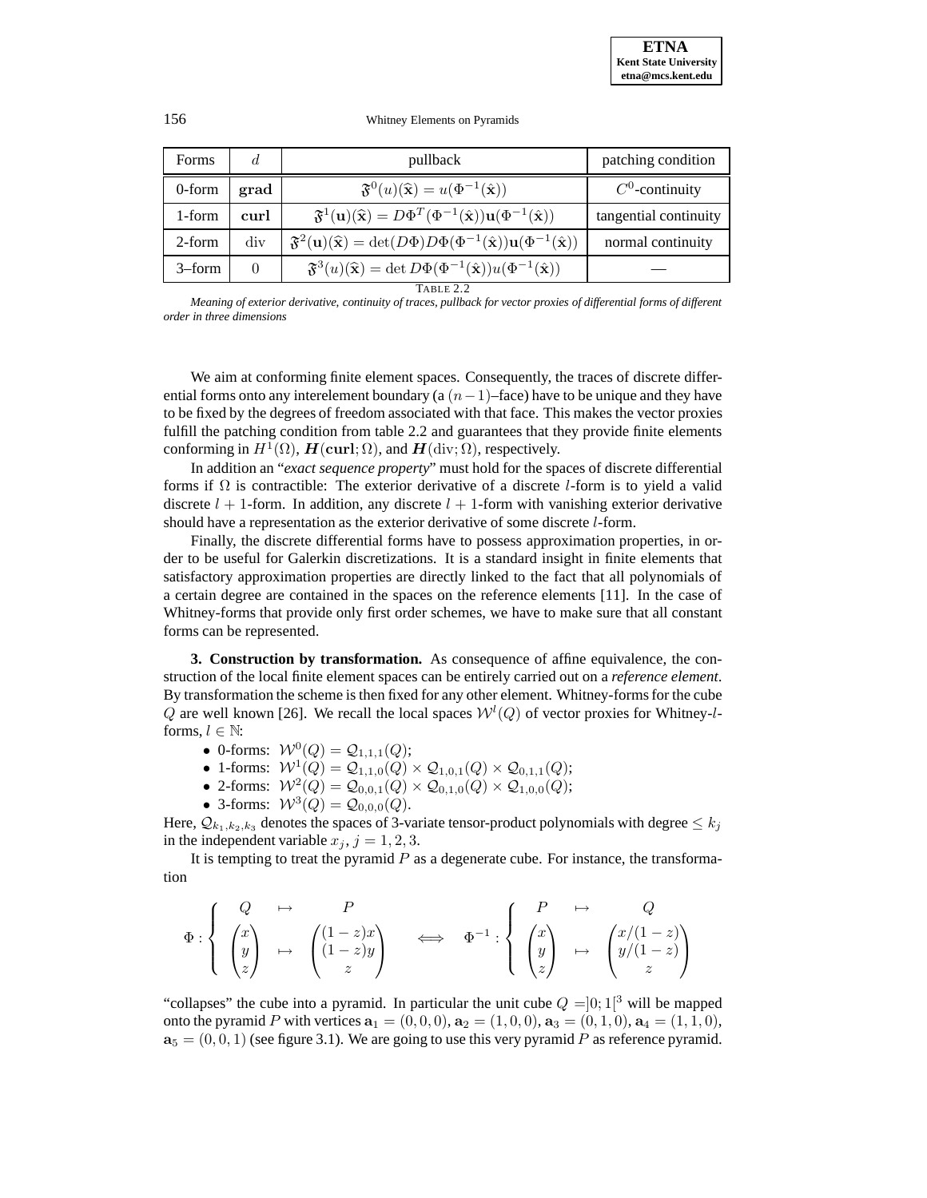| Forms | $d$ | pullback | patching condition |
| --- | --- | --- | --- |
| 0-form | $\mathbf{grad}$ | $\mathfrak{F}^0(u)(\widehat{\mathbf{x}}) = u(\Phi^{-1}(\hat{\mathbf{x}}))$ | $C^0$-continuity |
| 1-form | $\mathbf{curl}$ | $\mathfrak{F}^1(\mathbf{u})(\widehat{\mathbf{x}}) = D\Phi^T(\Phi^{-1}(\hat{\mathbf{x}}))\mathbf{u}(\Phi^{-1}(\hat{\mathbf{x}}))$ | tangential continuity |
| 2-form | div | $\mathfrak{F}^2(\mathbf{u})(\widehat{\mathbf{x}}) = \det(D\Phi)D\Phi(\Phi^{-1}(\hat{\mathbf{x}}))\mathbf{u}(\Phi^{-1}(\hat{\mathbf{x}}))$ | normal continuity |
| 3–form | $0$ | $\mathfrak{F}^3(u)(\widehat{\mathbf{x}}) = \det D\Phi(\Phi^{-1}(\hat{\mathbf{x}}))u(\Phi^{-1}(\hat{\mathbf{x}}))$ | — |

TABLE 2.2

*Meaning of exterior derivative, continuity of traces, pullback for vector proxies of differential forms of different order in three dimensions*

We aim at conforming finite element spaces. Consequently, the traces of discrete differential forms onto any interelement boundary (a $(n-1)$–face) have to be unique and they have to be fixed by the degrees of freedom associated with that face. This makes the vector proxies fulfill the patching condition from table 2.2 and guarantees that they provide finite elements conforming in $H^1(\Omega)$, $\boldsymbol{H}(\mathbf{curl};\Omega)$, and $\boldsymbol{H}(\mathrm{div};\Omega)$, respectively.

In addition an "*exact sequence property*" must hold for the spaces of discrete differential forms if $\Omega$ is contractible: The exterior derivative of a discrete $l$-form is to yield a valid discrete $l+1$-form. In addition, any discrete $l+1$-form with vanishing exterior derivative should have a representation as the exterior derivative of some discrete $l$-form.

Finally, the discrete differential forms have to possess approximation properties, in order to be useful for Galerkin discretizations. It is a standard insight in finite elements that satisfactory approximation properties are directly linked to the fact that all polynomials of a certain degree are contained in the spaces on the reference elements [11]. In the case of Whitney-forms that provide only first order schemes, we have to make sure that all constant forms can be represented.

**3. Construction by transformation.** As consequence of affine equivalence, the construction of the local finite element spaces can be entirely carried out on a *reference element*. By transformation the scheme is then fixed for any other element. Whitney-forms for the cube $Q$ are well known [26]. We recall the local spaces $\mathcal{W}^l(Q)$ of vector proxies for Whitney-$l$-forms, $l \in \mathbb{N}$:

- 0-forms: $\mathcal{W}^0(Q) = \mathcal{Q}_{1,1,1}(Q)$;
- 1-forms: $\mathcal{W}^1(Q) = \mathcal{Q}_{1,1,0}(Q) \times \mathcal{Q}_{1,0,1}(Q) \times \mathcal{Q}_{0,1,1}(Q)$;
- 2-forms: $\mathcal{W}^2(Q) = \mathcal{Q}_{0,0,1}(Q) \times \mathcal{Q}_{0,1,0}(Q) \times \mathcal{Q}_{1,0,0}(Q)$;
- 3-forms: $\mathcal{W}^3(Q) = \mathcal{Q}_{0,0,0}(Q)$.

Here, $\mathcal{Q}_{k_1,k_2,k_3}$ denotes the spaces of 3-variate tensor-product polynomials with degree $\leq k_j$ in the independent variable $x_j$, $j = 1, 2, 3$.

It is tempting to treat the pyramid $P$ as a degenerate cube. For instance, the transformation

$$\Phi : \begin{cases} \quad Q & \mapsto & \quad P \\ \begin{pmatrix} x \\ y \\ z \end{pmatrix} & \mapsto & \begin{pmatrix} (1-z)x \\ (1-z)y \\ z \end{pmatrix} \end{cases} \quad \Longleftrightarrow \quad \Phi^{-1} : \begin{cases} \quad P & \mapsto & \quad Q \\ \begin{pmatrix} x \\ y \\ z \end{pmatrix} & \mapsto & \begin{pmatrix} x/(1-z) \\ y/(1-z) \\ z \end{pmatrix} \end{cases}$$

"collapses" the cube into a pyramid. In particular the unit cube $Q = ]0;1[^3$ will be mapped onto the pyramid $P$ with vertices $\mathbf{a}_1 = (0,0,0)$, $\mathbf{a}_2 = (1,0,0)$, $\mathbf{a}_3 = (0,1,0)$, $\mathbf{a}_4 = (1,1,0)$, $\mathbf{a}_5 = (0,0,1)$ (see figure 3.1). We are going to use this very pyramid $P$ as reference pyramid.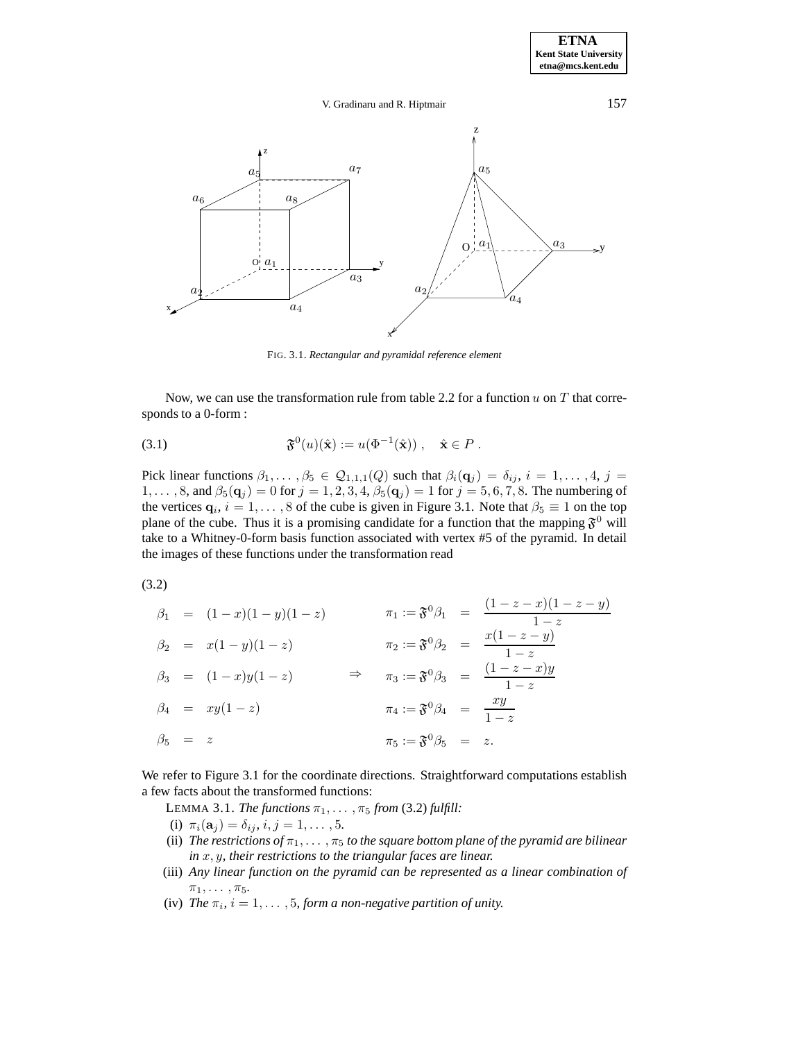FIG. 3.1. *Rectangular and pyramidal reference element*

Now, we can use the transformation rule from table 2.2 for a function $u$ on $T$ that corresponds to a 0-form :

$$\mathfrak{F}^0(u)(\hat{\mathbf{x}}) := u(\Phi^{-1}(\hat{\mathbf{x}}))\ , \quad \hat{\mathbf{x}} \in P\ . \tag{3.1}$$

Pick linear functions $\beta_1, \ldots, \beta_5 \in \mathcal{Q}_{1,1,1}(Q)$ such that $\beta_i(\mathbf{q}_j) = \delta_{ij}$, $i = 1, \ldots, 4$, $j = 1, \ldots, 8$, and $\beta_5(\mathbf{q}_j) = 0$ for $j = 1, 2, 3, 4$, $\beta_5(\mathbf{q}_j) = 1$ for $j = 5, 6, 7, 8$. The numbering of the vertices $\mathbf{q}_i$, $i = 1, \ldots, 8$ of the cube is given in Figure 3.1. Note that $\beta_5 \equiv 1$ on the top plane of the cube. Thus it is a promising candidate for a function that the mapping $\mathfrak{F}^0$ will take to a Whitney-0-form basis function associated with vertex #5 of the pyramid. In detail the images of these functions under the transformation read

(3.2)

$$\begin{aligned}
\beta_1 &= (1-x)(1-y)(1-z) & & \pi_1 := \mathfrak{F}^0\beta_1 &= \frac{(1-z-x)(1-z-y)}{1-z} \\
\beta_2 &= x(1-y)(1-z) & & \pi_2 := \mathfrak{F}^0\beta_2 &= \frac{x(1-z-y)}{1-z} \\
\beta_3 &= (1-x)y(1-z) & \Rightarrow \quad & \pi_3 := \mathfrak{F}^0\beta_3 &= \frac{(1-z-x)y}{1-z} \\
\beta_4 &= xy(1-z) & & \pi_4 := \mathfrak{F}^0\beta_4 &= \frac{xy}{1-z} \\
\beta_5 &= z & & \pi_5 := \mathfrak{F}^0\beta_5 &= z.
\end{aligned}$$

We refer to Figure 3.1 for the coordinate directions. Straightforward computations establish a few facts about the transformed functions:

LEMMA 3.1. *The functions $\pi_1, \ldots, \pi_5$ from (3.2) fulfill:*

- (i) $\pi_i(\mathbf{a}_j) = \delta_{ij}$, $i, j = 1, \ldots, 5$.
- (ii) *The restrictions of $\pi_1, \ldots, \pi_5$ to the square bottom plane of the pyramid are bilinear in $x, y$, their restrictions to the triangular faces are linear.*
- (iii) *Any linear function on the pyramid can be represented as a linear combination of $\pi_1, \ldots, \pi_5$.*
- (iv) *The $\pi_i$, $i = 1, \ldots, 5$, form a non-negative partition of unity.*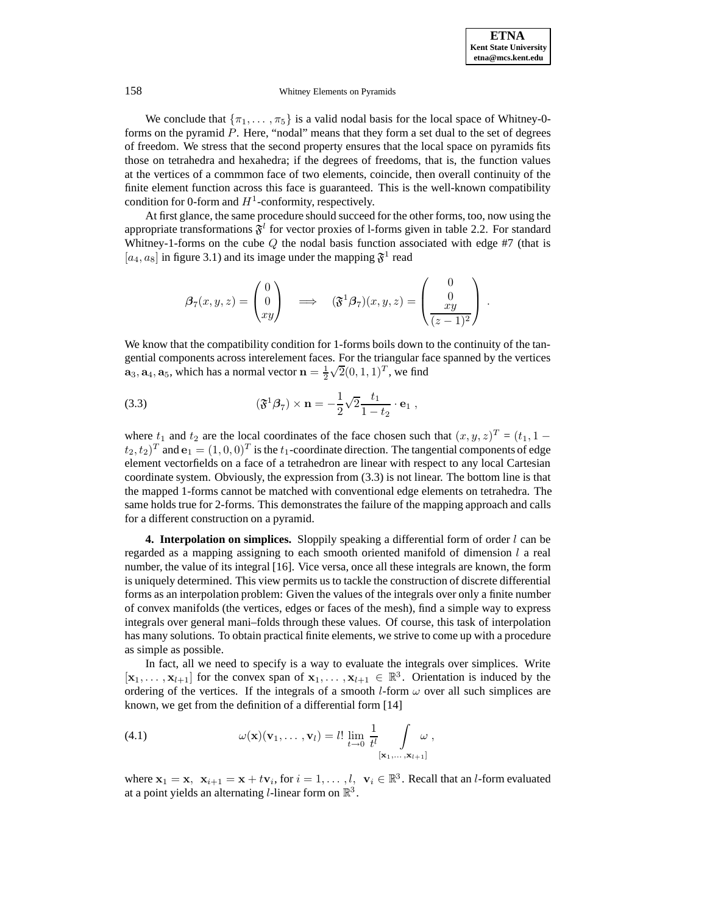We conclude that $\{\pi_1, \dots, \pi_5\}$ is a valid nodal basis for the local space of Whitney-0-forms on the pyramid $P$. Here, "nodal" means that they form a set dual to the set of degrees of freedom. We stress that the second property ensures that the local space on pyramids fits those on tetrahedra and hexahedra; if the degrees of freedoms, that is, the function values at the vertices of a commmon face of two elements, coincide, then overall continuity of the finite element function across this face is guaranteed. This is the well-known compatibility condition for 0-form and $H^1$-conformity, respectively.

At first glance, the same procedure should succeed for the other forms, too, now using the appropriate transformations $\mathfrak{F}^l$ for vector proxies of l-forms given in table 2.2. For standard Whitney-1-forms on the cube $Q$ the nodal basis function associated with edge #7 (that is $[a_4, a_8]$ in figure 3.1) and its image under the mapping $\mathfrak{F}^1$ read

$$
\boldsymbol{\beta}_7(x,y,z) = \begin{pmatrix} 0 \\ 0 \\ xy \end{pmatrix} \quad \Longrightarrow \quad (\mathfrak{F}^1 \boldsymbol{\beta}_7)(x,y,z) = \begin{pmatrix} 0 \\ 0 \\ \dfrac{xy}{(z-1)^2} \end{pmatrix} .
$$

We know that the compatibility condition for 1-forms boils down to the continuity of the tangential components across interelement faces. For the triangular face spanned by the vertices $\mathbf{a}_3, \mathbf{a}_4, \mathbf{a}_5$, which has a normal vector $\mathbf{n} = \frac{1}{2}\sqrt{2}(0,1,1)^T$, we find

$$
(\mathfrak{F}^1 \boldsymbol{\beta}_7) \times \mathbf{n} = -\frac{1}{2}\sqrt{2}\frac{t_1}{1-t_2} \cdot \mathbf{e}_1 \ , \tag{3.3}
$$

where $t_1$ and $t_2$ are the local coordinates of the face chosen such that $(x,y,z)^T = (t_1, 1-t_2, t_2)^T$ and $\mathbf{e}_1 = (1,0,0)^T$ is the $t_1$-coordinate direction. The tangential components of edge element vectorfields on a face of a tetrahedron are linear with respect to any local Cartesian coordinate system. Obviously, the expression from (3.3) is not linear. The bottom line is that the mapped 1-forms cannot be matched with conventional edge elements on tetrahedra. The same holds true for 2-forms. This demonstrates the failure of the mapping approach and calls for a different construction on a pyramid.

**4. Interpolation on simplices.** Sloppily speaking a differential form of order $l$ can be regarded as a mapping assigning to each smooth oriented manifold of dimension $l$ a real number, the value of its integral [16]. Vice versa, once all these integrals are known, the form is uniquely determined. This view permits us to tackle the construction of discrete differential forms as an interpolation problem: Given the values of the integrals over only a finite number of convex manifolds (the vertices, edges or faces of the mesh), find a simple way to express integrals over general mani–folds through these values. Of course, this task of interpolation has many solutions. To obtain practical finite elements, we strive to come up with a procedure as simple as possible.

In fact, all we need to specify is a way to evaluate the integrals over simplices. Write $[\mathbf{x}_1, \dots, \mathbf{x}_{l+1}]$ for the convex span of $\mathbf{x}_1, \dots, \mathbf{x}_{l+1} \in \mathbb{R}^3$. Orientation is induced by the ordering of the vertices. If the integrals of a smooth $l$-form $\omega$ over all such simplices are known, we get from the definition of a differential form [14]

$$
\omega(\mathbf{x})(\mathbf{v}_1, \dots, \mathbf{v}_l) = l! \lim_{t \to 0} \frac{1}{t^l} \int\limits_{[\mathbf{x}_1, \dots, \mathbf{x}_{l+1}]} \omega \ , \tag{4.1}
$$

where $\mathbf{x}_1 = \mathbf{x}, \ \mathbf{x}_{i+1} = \mathbf{x} + t\mathbf{v}_i$, for $i = 1, \dots, l, \ \mathbf{v}_i \in \mathbb{R}^3$. Recall that an $l$-form evaluated at a point yields an alternating $l$-linear form on $\mathbb{R}^3$.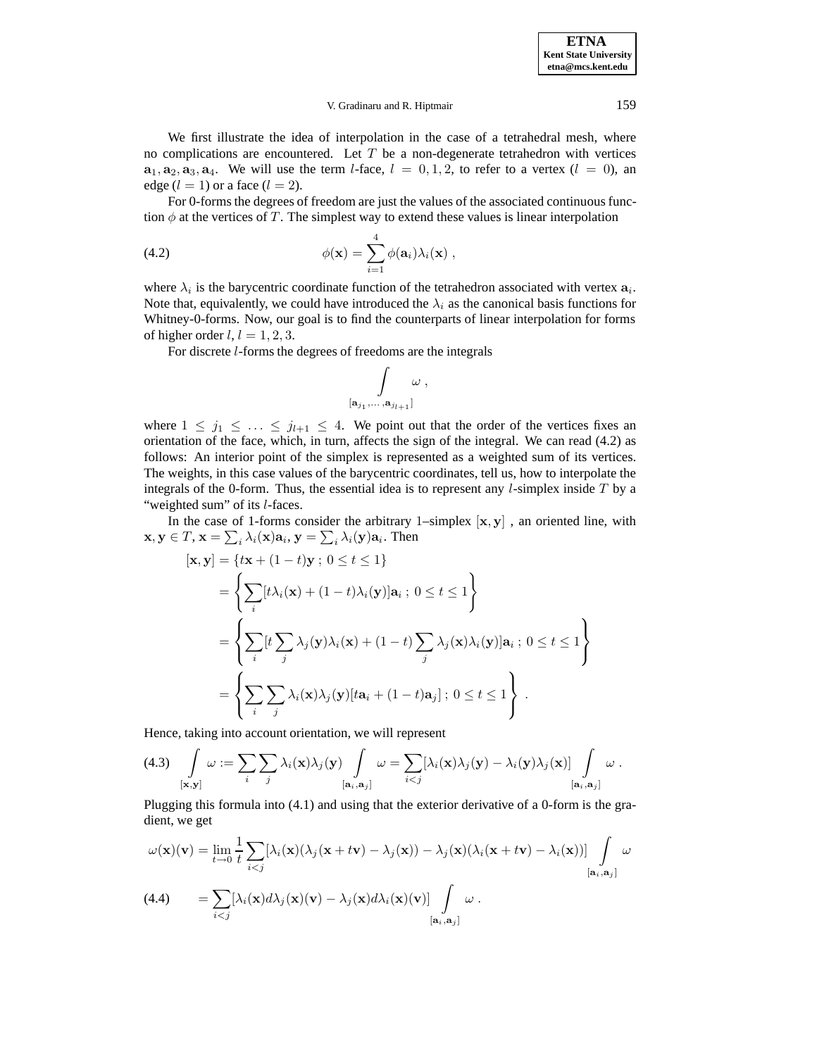We first illustrate the idea of interpolation in the case of a tetrahedral mesh, where no complications are encountered. Let $T$ be a non-degenerate tetrahedron with vertices $\mathbf{a}_1, \mathbf{a}_2, \mathbf{a}_3, \mathbf{a}_4$. We will use the term $l$-face, $l = 0, 1, 2$, to refer to a vertex ($l = 0$), an edge ($l = 1$) or a face ($l = 2$).

For 0-forms the degrees of freedom are just the values of the associated continuous function $\phi$ at the vertices of $T$. The simplest way to extend these values is linear interpolation

$$\phi(\mathbf{x}) = \sum_{i=1}^{4} \phi(\mathbf{a}_i)\lambda_i(\mathbf{x}) \,, \tag{4.2}$$

where $\lambda_i$ is the barycentric coordinate function of the tetrahedron associated with vertex $\mathbf{a}_i$. Note that, equivalently, we could have introduced the $\lambda_i$ as the canonical basis functions for Whitney-0-forms. Now, our goal is to find the counterparts of linear interpolation for forms of higher order $l$, $l = 1, 2, 3$.

For discrete $l$-forms the degrees of freedoms are the integrals

$$\int\limits_{[\mathbf{a}_{j_1}, \ldots, \mathbf{a}_{j_{l+1}}]} \omega \,,$$

where $1 \leq j_1 \leq \ldots \leq j_{l+1} \leq 4$. We point out that the order of the vertices fixes an orientation of the face, which, in turn, affects the sign of the integral. We can read (4.2) as follows: An interior point of the simplex is represented as a weighted sum of its vertices. The weights, in this case values of the barycentric coordinates, tell us, how to interpolate the integrals of the 0-form. Thus, the essential idea is to represent any $l$-simplex inside $T$ by a "weighted sum" of its $l$-faces.

In the case of 1-forms consider the arbitrary 1–simplex $[\mathbf{x}, \mathbf{y}]$ , an oriented line, with $\mathbf{x}, \mathbf{y} \in T$, $\mathbf{x} = \sum_i \lambda_i(\mathbf{x})\mathbf{a}_i$, $\mathbf{y} = \sum_i \lambda_i(\mathbf{y})\mathbf{a}_i$. Then

$$\begin{aligned}
[\mathbf{x}, \mathbf{y}] &= \{t\mathbf{x} + (1-t)\mathbf{y} \,;\, 0 \leq t \leq 1\} \\
&= \left\{ \sum_i [t\lambda_i(\mathbf{x}) + (1-t)\lambda_i(\mathbf{y})]\mathbf{a}_i \,;\, 0 \leq t \leq 1 \right\} \\
&= \left\{ \sum_i [t \sum_j \lambda_j(\mathbf{y})\lambda_i(\mathbf{x}) + (1-t) \sum_j \lambda_j(\mathbf{x})\lambda_i(\mathbf{y})]\mathbf{a}_i \,;\, 0 \leq t \leq 1 \right\} \\
&= \left\{ \sum_i \sum_j \lambda_i(\mathbf{x})\lambda_j(\mathbf{y})[t\mathbf{a}_i + (1-t)\mathbf{a}_j] \,;\, 0 \leq t \leq 1 \right\} \,.
\end{aligned}$$

Hence, taking into account orientation, we will represent

$$\int\limits_{[\mathbf{x},\mathbf{y}]} \omega := \sum_i \sum_j \lambda_i(\mathbf{x})\lambda_j(\mathbf{y}) \int\limits_{[\mathbf{a}_i,\mathbf{a}_j]} \omega = \sum_{i<j} [\lambda_i(\mathbf{x})\lambda_j(\mathbf{y}) - \lambda_i(\mathbf{y})\lambda_j(\mathbf{x})] \int\limits_{[\mathbf{a}_i,\mathbf{a}_j]} \omega \,. \tag{4.3}$$

Plugging this formula into (4.1) and using that the exterior derivative of a 0-form is the gradient, we get

$$\begin{aligned}
\omega(\mathbf{x})(\mathbf{v}) &= \lim_{t \to 0} \frac{1}{t} \sum_{i<j} [\lambda_i(\mathbf{x})(\lambda_j(\mathbf{x}+t\mathbf{v}) - \lambda_j(\mathbf{x})) - \lambda_j(\mathbf{x})(\lambda_i(\mathbf{x}+t\mathbf{v}) - \lambda_i(\mathbf{x}))] \int\limits_{[\mathbf{a}_i,\mathbf{a}_j]} \omega \\
&= \sum_{i<j} [\lambda_i(\mathbf{x}) d\lambda_j(\mathbf{x})(\mathbf{v}) - \lambda_j(\mathbf{x}) d\lambda_i(\mathbf{x})(\mathbf{v})] \int\limits_{[\mathbf{a}_i,\mathbf{a}_j]} \omega \,. \qquad (4.4)
\end{aligned}$$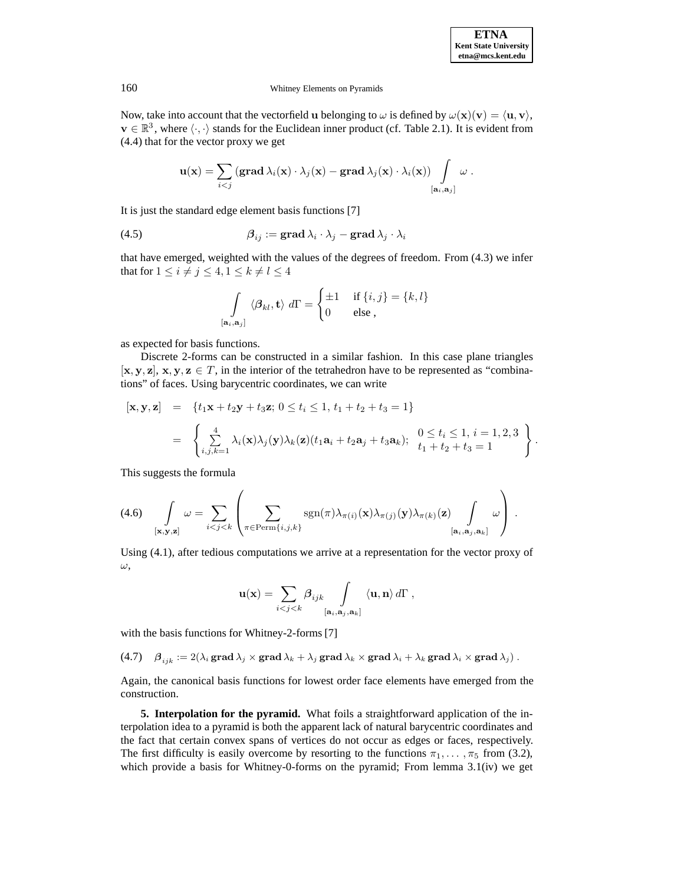Now, take into account that the vectorfield $\mathbf{u}$ belonging to $\omega$ is defined by $\omega(\mathbf{x})(\mathbf{v}) = \langle \mathbf{u}, \mathbf{v} \rangle$, $\mathbf{v} \in \mathbb{R}^3$, where $\langle \cdot, \cdot \rangle$ stands for the Euclidean inner product (cf. Table 2.1). It is evident from (4.4) that for the vector proxy we get

$$\mathbf{u}(\mathbf{x}) = \sum_{i<j} \left( \mathbf{grad}\, \lambda_i(\mathbf{x}) \cdot \lambda_j(\mathbf{x}) - \mathbf{grad}\, \lambda_j(\mathbf{x}) \cdot \lambda_i(\mathbf{x}) \right) \int\limits_{[\mathbf{a}_i, \mathbf{a}_j]} \omega \; .$$

It is just the standard edge element basis functions [7]

$$\boldsymbol{\beta}_{ij} := \mathbf{grad}\, \lambda_i \cdot \lambda_j - \mathbf{grad}\, \lambda_j \cdot \lambda_i \tag{4.5}$$

that have emerged, weighted with the values of the degrees of freedom. From (4.3) we infer that for $1 \le i \ne j \le 4, 1 \le k \ne l \le 4$

$$\int\limits_{[\mathbf{a}_i, \mathbf{a}_j]} \langle \boldsymbol{\beta}_{kl}, \mathbf{t} \rangle \; d\Gamma = \begin{cases} \pm 1 & \text{if } \{i,j\} = \{k,l\} \\ 0 & \text{else ,} \end{cases}$$

as expected for basis functions.

Discrete 2-forms can be constructed in a similar fashion. In this case plane triangles $[\mathbf{x}, \mathbf{y}, \mathbf{z}]$, $\mathbf{x}, \mathbf{y}, \mathbf{z} \in T$, in the interior of the tetrahedron have to be represented as "combinations" of faces. Using barycentric coordinates, we can write

$$\begin{aligned} [\mathbf{x}, \mathbf{y}, \mathbf{z}] &= \{ t_1 \mathbf{x} + t_2 \mathbf{y} + t_3 \mathbf{z};\; 0 \le t_i \le 1,\; t_1 + t_2 + t_3 = 1 \} \\ &= \left\{ \sum_{i,j,k=1}^{4} \lambda_i(\mathbf{x}) \lambda_j(\mathbf{y}) \lambda_k(\mathbf{z}) (t_1 \mathbf{a}_i + t_2 \mathbf{a}_j + t_3 \mathbf{a}_k);\; \begin{array}{l} 0 \le t_i \le 1,\; i = 1,2,3 \\ t_1 + t_2 + t_3 = 1 \end{array} \right\} . \end{aligned}$$

This suggests the formula

$$\int\limits_{[\mathbf{x}, \mathbf{y}, \mathbf{z}]} \omega = \sum_{i<j<k} \left( \sum_{\pi \in \mathrm{Perm}\{i,j,k\}} \mathrm{sgn}(\pi) \lambda_{\pi(i)}(\mathbf{x}) \lambda_{\pi(j)}(\mathbf{y}) \lambda_{\pi(k)}(\mathbf{z}) \int\limits_{[\mathbf{a}_i, \mathbf{a}_j, \mathbf{a}_k]} \omega \right) . \tag{4.6}$$

Using (4.1), after tedious computations we arrive at a representation for the vector proxy of $\omega$,

$$\mathbf{u}(\mathbf{x}) = \sum_{i<j<k} \boldsymbol{\beta}_{ijk} \int\limits_{[\mathbf{a}_i, \mathbf{a}_j, \mathbf{a}_k]} \langle \mathbf{u}, \mathbf{n} \rangle \, d\Gamma \; ,$$

with the basis functions for Whitney-2-forms [7]

$$\boldsymbol{\beta}_{ijk} := 2(\lambda_i \, \mathbf{grad}\, \lambda_j \times \mathbf{grad}\, \lambda_k + \lambda_j \, \mathbf{grad}\, \lambda_k \times \mathbf{grad}\, \lambda_i + \lambda_k \, \mathbf{grad}\, \lambda_i \times \mathbf{grad}\, \lambda_j) \; . \tag{4.7}$$

Again, the canonical basis functions for lowest order face elements have emerged from the construction.

**5. Interpolation for the pyramid.** What foils a straightforward application of the interpolation idea to a pyramid is both the apparent lack of natural barycentric coordinates and the fact that certain convex spans of vertices do not occur as edges or faces, respectively. The first difficulty is easily overcome by resorting to the functions $\pi_1, \ldots, \pi_5$ from (3.2), which provide a basis for Whitney-0-forms on the pyramid; From lemma 3.1(iv) we get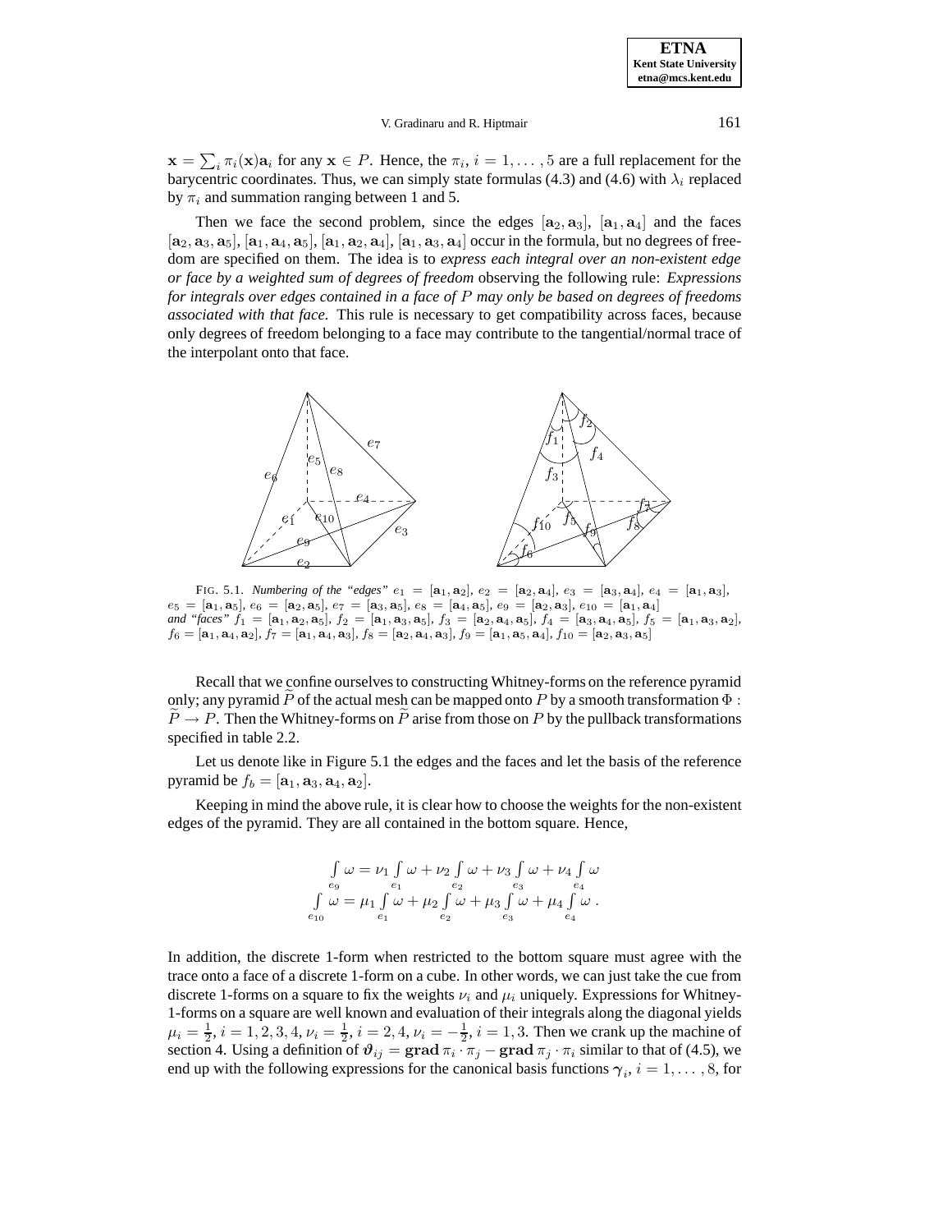$\mathbf{x} = \sum_i \pi_i(\mathbf{x})\mathbf{a}_i$ for any $\mathbf{x} \in P$. Hence, the $\pi_i$, $i = 1, \ldots, 5$ are a full replacement for the barycentric coordinates. Thus, we can simply state formulas (4.3) and (4.6) with $\lambda_i$ replaced by $\pi_i$ and summation ranging between 1 and 5.

Then we face the second problem, since the edges $[\mathbf{a}_2, \mathbf{a}_3]$, $[\mathbf{a}_1, \mathbf{a}_4]$ and the faces $[\mathbf{a}_2, \mathbf{a}_3, \mathbf{a}_5]$, $[\mathbf{a}_1, \mathbf{a}_4, \mathbf{a}_5]$, $[\mathbf{a}_1, \mathbf{a}_2, \mathbf{a}_4]$, $[\mathbf{a}_1, \mathbf{a}_3, \mathbf{a}_4]$ occur in the formula, but no degrees of freedom are specified on them. The idea is to *express each integral over an non-existent edge or face by a weighted sum of degrees of freedom* observing the following rule: *Expressions for integrals over edges contained in a face of $P$ may only be based on degrees of freedoms associated with that face.* This rule is necessary to get compatibility across faces, because only degrees of freedom belonging to a face may contribute to the tangential/normal trace of the interpolant onto that face.

FIG. 5.1. *Numbering of the "edges"* $e_1 = [\mathbf{a}_1, \mathbf{a}_2]$, $e_2 = [\mathbf{a}_2, \mathbf{a}_4]$, $e_3 = [\mathbf{a}_3, \mathbf{a}_4]$, $e_4 = [\mathbf{a}_1, \mathbf{a}_3]$, $e_5 = [\mathbf{a}_1, \mathbf{a}_5]$, $e_6 = [\mathbf{a}_2, \mathbf{a}_5]$, $e_7 = [\mathbf{a}_3, \mathbf{a}_5]$, $e_8 = [\mathbf{a}_4, \mathbf{a}_5]$, $e_9 = [\mathbf{a}_2, \mathbf{a}_3]$, $e_{10} = [\mathbf{a}_1, \mathbf{a}_4]$ *and "faces"* $f_1 = [\mathbf{a}_1, \mathbf{a}_2, \mathbf{a}_5]$, $f_2 = [\mathbf{a}_1, \mathbf{a}_3, \mathbf{a}_5]$, $f_3 = [\mathbf{a}_2, \mathbf{a}_4, \mathbf{a}_5]$, $f_4 = [\mathbf{a}_3, \mathbf{a}_4, \mathbf{a}_5]$, $f_5 = [\mathbf{a}_1, \mathbf{a}_3, \mathbf{a}_2]$, $f_6 = [\mathbf{a}_1, \mathbf{a}_4, \mathbf{a}_2]$, $f_7 = [\mathbf{a}_1, \mathbf{a}_4, \mathbf{a}_3]$, $f_8 = [\mathbf{a}_2, \mathbf{a}_4, \mathbf{a}_3]$, $f_9 = [\mathbf{a}_1, \mathbf{a}_5, \mathbf{a}_4]$, $f_{10} = [\mathbf{a}_2, \mathbf{a}_3, \mathbf{a}_5]$

Recall that we confine ourselves to constructing Whitney-forms on the reference pyramid only; any pyramid $\widetilde{P}$ of the actual mesh can be mapped onto $P$ by a smooth transformation $\Phi : \widetilde{P} \to P$. Then the Whitney-forms on $\widetilde{P}$ arise from those on $P$ by the pullback transformations specified in table 2.2.

Let us denote like in Figure 5.1 the edges and the faces and let the basis of the reference pyramid be $f_b = [\mathbf{a}_1, \mathbf{a}_3, \mathbf{a}_4, \mathbf{a}_2]$.

Keeping in mind the above rule, it is clear how to choose the weights for the non-existent edges of the pyramid. They are all contained in the bottom square. Hence,

$$
\begin{aligned}
\int_{e_9} \omega &= \nu_1 \int_{e_1} \omega + \nu_2 \int_{e_2} \omega + \nu_3 \int_{e_3} \omega + \nu_4 \int_{e_4} \omega \\
\int_{e_{10}} \omega &= \mu_1 \int_{e_1} \omega + \mu_2 \int_{e_2} \omega + \mu_3 \int_{e_3} \omega + \mu_4 \int_{e_4} \omega \, .
\end{aligned}
$$

In addition, the discrete 1-form when restricted to the bottom square must agree with the trace onto a face of a discrete 1-form on a cube. In other words, we can just take the cue from discrete 1-forms on a square to fix the weights $\nu_i$ and $\mu_i$ uniquely. Expressions for Whitney-1-forms on a square are well known and evaluation of their integrals along the diagonal yields $\mu_i = \frac{1}{2}$, $i = 1, 2, 3, 4$, $\nu_i = \frac{1}{2}$, $i = 2, 4$, $\nu_i = -\frac{1}{2}$, $i = 1, 3$. Then we crank up the machine of section 4. Using a definition of $\boldsymbol{\vartheta}_{ij} = \mathbf{grad}\, \pi_i \cdot \pi_j - \mathbf{grad}\, \pi_j \cdot \pi_i$ similar to that of (4.5), we end up with the following expressions for the canonical basis functions $\boldsymbol{\gamma}_i$, $i = 1, \ldots, 8$, for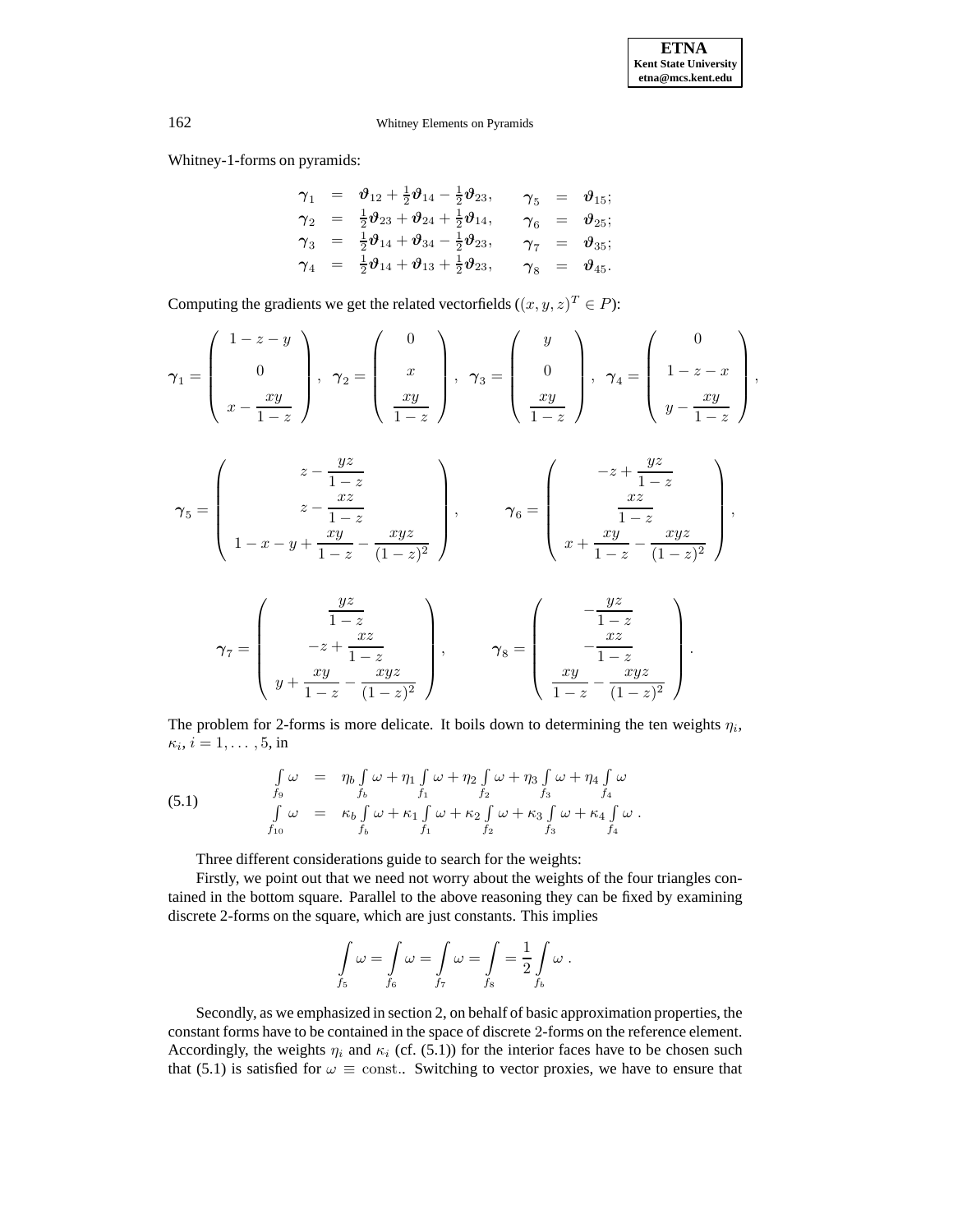Whitney-1-forms on pyramids:

$$
\begin{array}{rclrcl}
\boldsymbol{\gamma}_1 & = & \boldsymbol{\vartheta}_{12} + \frac{1}{2}\boldsymbol{\vartheta}_{14} - \frac{1}{2}\boldsymbol{\vartheta}_{23}, & \boldsymbol{\gamma}_5 & = & \boldsymbol{\vartheta}_{15}; \\
\boldsymbol{\gamma}_2 & = & \frac{1}{2}\boldsymbol{\vartheta}_{23} + \boldsymbol{\vartheta}_{24} + \frac{1}{2}\boldsymbol{\vartheta}_{14}, & \boldsymbol{\gamma}_6 & = & \boldsymbol{\vartheta}_{25}; \\
\boldsymbol{\gamma}_3 & = & \frac{1}{2}\boldsymbol{\vartheta}_{14} + \boldsymbol{\vartheta}_{34} - \frac{1}{2}\boldsymbol{\vartheta}_{23}, & \boldsymbol{\gamma}_7 & = & \boldsymbol{\vartheta}_{35}; \\
\boldsymbol{\gamma}_4 & = & \frac{1}{2}\boldsymbol{\vartheta}_{14} + \boldsymbol{\vartheta}_{13} + \frac{1}{2}\boldsymbol{\vartheta}_{23}, & \boldsymbol{\gamma}_8 & = & \boldsymbol{\vartheta}_{45}.
\end{array}
$$

Computing the gradients we get the related vectorfields ($(x,y,z)^T \in P$):

$$
\boldsymbol{\gamma}_1 = \begin{pmatrix} 1-z-y \\ 0 \\ x - \dfrac{xy}{1-z} \end{pmatrix}, \quad
\boldsymbol{\gamma}_2 = \begin{pmatrix} 0 \\ x \\ \dfrac{xy}{1-z} \end{pmatrix}, \quad
\boldsymbol{\gamma}_3 = \begin{pmatrix} y \\ 0 \\ \dfrac{xy}{1-z} \end{pmatrix}, \quad
\boldsymbol{\gamma}_4 = \begin{pmatrix} 0 \\ 1-z-x \\ y - \dfrac{xy}{1-z} \end{pmatrix},
$$

$$
\boldsymbol{\gamma}_5 = \begin{pmatrix} z - \dfrac{yz}{1-z} \\ z - \dfrac{xz}{1-z} \\ 1-x-y+\dfrac{xy}{1-z} - \dfrac{xyz}{(1-z)^2} \end{pmatrix}, \qquad
\boldsymbol{\gamma}_6 = \begin{pmatrix} -z + \dfrac{yz}{1-z} \\ \dfrac{xz}{1-z} \\ x + \dfrac{xy}{1-z} - \dfrac{xyz}{(1-z)^2} \end{pmatrix},
$$

$$
\boldsymbol{\gamma}_7 = \begin{pmatrix} \dfrac{yz}{1-z} \\ -z + \dfrac{xz}{1-z} \\ y + \dfrac{xy}{1-z} - \dfrac{xyz}{(1-z)^2} \end{pmatrix}, \qquad
\boldsymbol{\gamma}_8 = \begin{pmatrix} -\dfrac{yz}{1-z} \\ -\dfrac{xz}{1-z} \\ \dfrac{xy}{1-z} - \dfrac{xyz}{(1-z)^2} \end{pmatrix}.
$$

The problem for 2-forms is more delicate. It boils down to determining the ten weights $\eta_i$, $\kappa_i$, $i = 1, \ldots, 5$, in

$$
\begin{array}{rcl}
\int\limits_{f_9} \omega & = & \eta_b \int\limits_{f_b} \omega + \eta_1 \int\limits_{f_1} \omega + \eta_2 \int\limits_{f_2} \omega + \eta_3 \int\limits_{f_3} \omega + \eta_4 \int\limits_{f_4} \omega \\
\int\limits_{f_{10}} \omega & = & \kappa_b \int\limits_{f_b} \omega + \kappa_1 \int\limits_{f_1} \omega + \kappa_2 \int\limits_{f_2} \omega + \kappa_3 \int\limits_{f_3} \omega + \kappa_4 \int\limits_{f_4} \omega \, .
\end{array}
\tag{5.1}
$$

Three different considerations guide to search for the weights:

Firstly, we point out that we need not worry about the weights of the four triangles contained in the bottom square. Parallel to the above reasoning they can be fixed by examining discrete 2-forms on the square, which are just constants. This implies

$$
\int\limits_{f_5} \omega = \int\limits_{f_6} \omega = \int\limits_{f_7} \omega = \int\limits_{f_8} = \frac{1}{2} \int\limits_{f_b} \omega \, .
$$

Secondly, as we emphasized in section 2, on behalf of basic approximation properties, the constant forms have to be contained in the space of discrete 2-forms on the reference element. Accordingly, the weights $\eta_i$ and $\kappa_i$ (cf. (5.1)) for the interior faces have to be chosen such that (5.1) is satisfied for $\omega \equiv \text{const.}$. Switching to vector proxies, we have to ensure that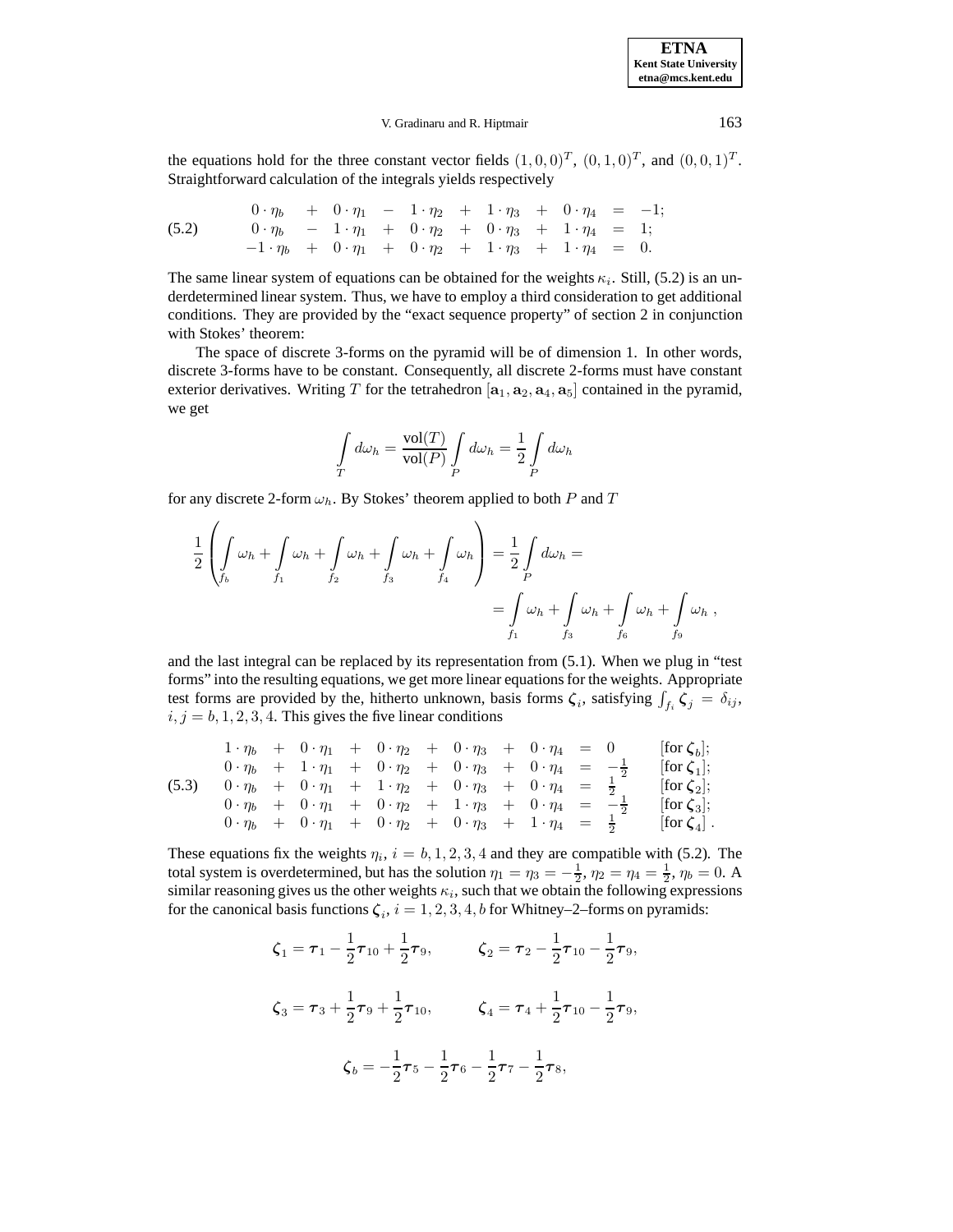the equations hold for the three constant vector fields $(1,0,0)^T$, $(0,1,0)^T$, and $(0,0,1)^T$. Straightforward calculation of the integrals yields respectively

$$
\begin{array}{rcccccccccl}
0\cdot\eta_b & + & 0\cdot\eta_1 & - & 1\cdot\eta_2 & + & 1\cdot\eta_3 & + & 0\cdot\eta_4 & = & -1; \\
0\cdot\eta_b & - & 1\cdot\eta_1 & + & 0\cdot\eta_2 & + & 0\cdot\eta_3 & + & 1\cdot\eta_4 & = & 1; \\
-1\cdot\eta_b & + & 0\cdot\eta_1 & + & 0\cdot\eta_2 & + & 1\cdot\eta_3 & + & 1\cdot\eta_4 & = & 0.
\end{array} \tag{5.2}
$$

The same linear system of equations can be obtained for the weights $\kappa_i$. Still, (5.2) is an underdetermined linear system. Thus, we have to employ a third consideration to get additional conditions. They are provided by the "exact sequence property" of section 2 in conjunction with Stokes' theorem:

The space of discrete 3-forms on the pyramid will be of dimension 1. In other words, discrete 3-forms have to be constant. Consequently, all discrete 2-forms must have constant exterior derivatives. Writing $T$ for the tetrahedron $[\mathbf{a}_1,\mathbf{a}_2,\mathbf{a}_4,\mathbf{a}_5]$ contained in the pyramid, we get

$$
\int_T d\omega_h = \frac{\text{vol}(T)}{\text{vol}(P)}\int_P d\omega_h = \frac{1}{2}\int_P d\omega_h
$$

for any discrete 2-form $\omega_h$. By Stokes' theorem applied to both $P$ and $T$

$$
\frac{1}{2}\left(\int_{f_b}\omega_h + \int_{f_1}\omega_h + \int_{f_2}\omega_h + \int_{f_3}\omega_h + \int_{f_4}\omega_h\right) = \frac{1}{2}\int_P d\omega_h =
$$

$$
= \int_{f_1}\omega_h + \int_{f_3}\omega_h + \int_{f_6}\omega_h + \int_{f_9}\omega_h\ ,
$$

and the last integral can be replaced by its representation from (5.1). When we plug in "test forms" into the resulting equations, we get more linear equations for the weights. Appropriate test forms are provided by the, hitherto unknown, basis forms $\boldsymbol{\zeta}_i$, satisfying $\int_{f_i}\boldsymbol{\zeta}_j = \delta_{ij}$, $i,j = b,1,2,3,4$. This gives the five linear conditions

$$
\begin{array}{rcccccccccll}
1\cdot\eta_b & + & 0\cdot\eta_1 & + & 0\cdot\eta_2 & + & 0\cdot\eta_3 & + & 0\cdot\eta_4 & = & 0 & [\text{for } \boldsymbol{\zeta}_b]; \\
0\cdot\eta_b & + & 1\cdot\eta_1 & + & 0\cdot\eta_2 & + & 0\cdot\eta_3 & + & 0\cdot\eta_4 & = & -\frac{1}{2} & [\text{for } \boldsymbol{\zeta}_1]; \\
0\cdot\eta_b & + & 0\cdot\eta_1 & + & 1\cdot\eta_2 & + & 0\cdot\eta_3 & + & 0\cdot\eta_4 & = & \frac{1}{2} & [\text{for } \boldsymbol{\zeta}_2]; \\
0\cdot\eta_b & + & 0\cdot\eta_1 & + & 0\cdot\eta_2 & + & 1\cdot\eta_3 & + & 0\cdot\eta_4 & = & -\frac{1}{2} & [\text{for } \boldsymbol{\zeta}_3]; \\
0\cdot\eta_b & + & 0\cdot\eta_1 & + & 0\cdot\eta_2 & + & 0\cdot\eta_3 & + & 1\cdot\eta_4 & = & \frac{1}{2} & [\text{for } \boldsymbol{\zeta}_4]\,.
\end{array} \tag{5.3}
$$

These equations fix the weights $\eta_i$, $i = b,1,2,3,4$ and they are compatible with (5.2). The total system is overdetermined, but has the solution $\eta_1 = \eta_3 = -\frac{1}{2}$, $\eta_2 = \eta_4 = \frac{1}{2}$, $\eta_b = 0$. A similar reasoning gives us the other weights $\kappa_i$, such that we obtain the following expressions for the canonical basis functions $\boldsymbol{\zeta}_i$, $i = 1,2,3,4,b$ for Whitney–2–forms on pyramids:

$$
\boldsymbol{\zeta}_1 = \boldsymbol{\tau}_1 - \frac{1}{2}\boldsymbol{\tau}_{10} + \frac{1}{2}\boldsymbol{\tau}_9, \qquad \boldsymbol{\zeta}_2 = \boldsymbol{\tau}_2 - \frac{1}{2}\boldsymbol{\tau}_{10} - \frac{1}{2}\boldsymbol{\tau}_9,
$$

$$
\boldsymbol{\zeta}_3 = \boldsymbol{\tau}_3 + \frac{1}{2}\boldsymbol{\tau}_9 + \frac{1}{2}\boldsymbol{\tau}_{10}, \qquad \boldsymbol{\zeta}_4 = \boldsymbol{\tau}_4 + \frac{1}{2}\boldsymbol{\tau}_{10} - \frac{1}{2}\boldsymbol{\tau}_9,
$$

$$
\boldsymbol{\zeta}_b = -\frac{1}{2}\boldsymbol{\tau}_5 - \frac{1}{2}\boldsymbol{\tau}_6 - \frac{1}{2}\boldsymbol{\tau}_7 - \frac{1}{2}\boldsymbol{\tau}_8,
$$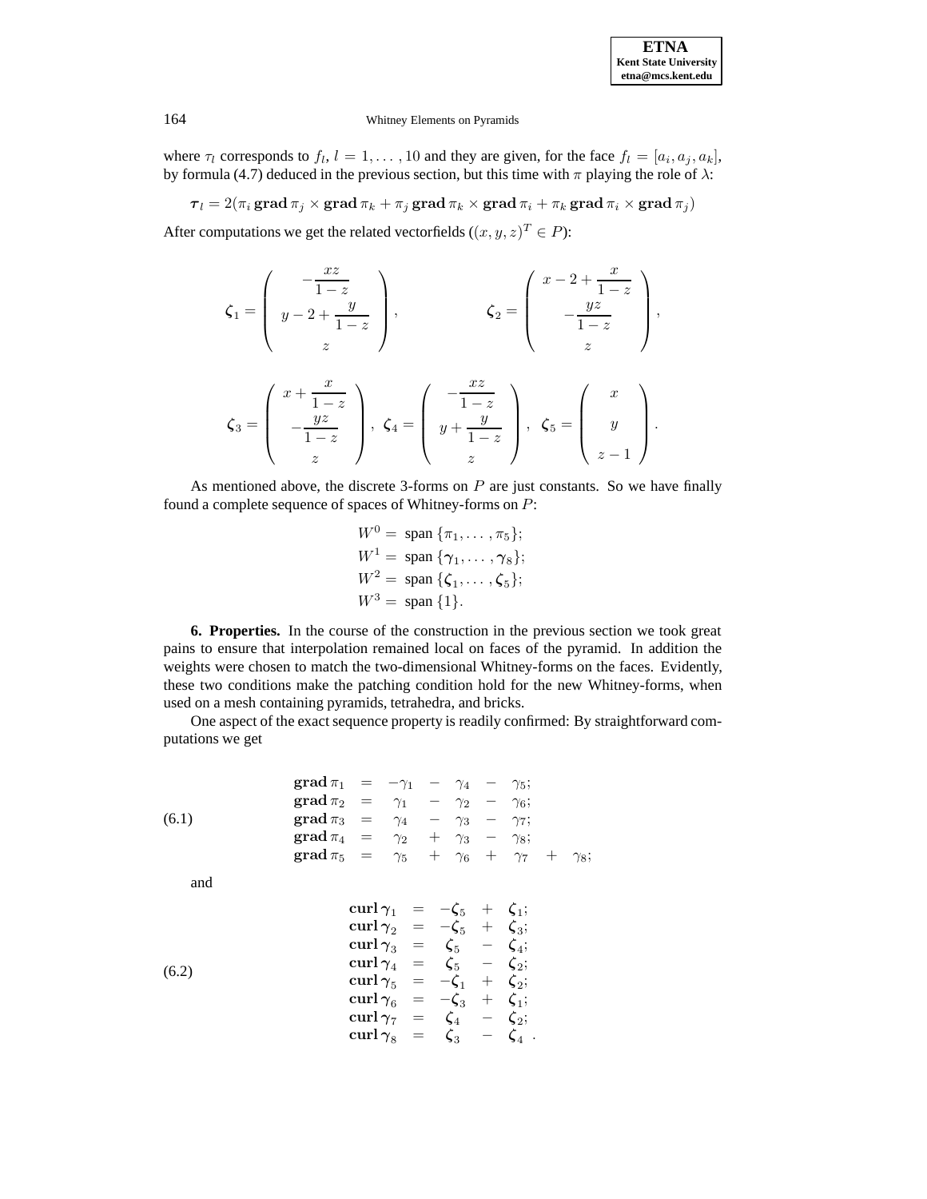where $\tau_l$ corresponds to $f_l$, $l = 1, \ldots, 10$ and they are given, for the face $f_l = [a_i, a_j, a_k]$, by formula (4.7) deduced in the previous section, but this time with $\pi$ playing the role of $\lambda$:

$$\boldsymbol{\tau}_l = 2(\pi_i \, \mathbf{grad} \, \pi_j \times \mathbf{grad} \, \pi_k + \pi_j \, \mathbf{grad} \, \pi_k \times \mathbf{grad} \, \pi_i + \pi_k \, \mathbf{grad} \, \pi_i \times \mathbf{grad} \, \pi_j)$$

After computations we get the related vectorfields ($(x, y, z)^T \in P$):

$$\boldsymbol{\zeta}_1 = \begin{pmatrix} -\dfrac{xz}{1-z} \\ y - 2 + \dfrac{y}{1-z} \\ z \end{pmatrix}, \qquad \boldsymbol{\zeta}_2 = \begin{pmatrix} x - 2 + \dfrac{x}{1-z} \\ -\dfrac{yz}{1-z} \\ z \end{pmatrix},$$

$$\boldsymbol{\zeta}_3 = \begin{pmatrix} x + \dfrac{x}{1-z} \\ -\dfrac{yz}{1-z} \\ z \end{pmatrix}, \quad \boldsymbol{\zeta}_4 = \begin{pmatrix} -\dfrac{xz}{1-z} \\ y + \dfrac{y}{1-z} \\ z \end{pmatrix}, \quad \boldsymbol{\zeta}_5 = \begin{pmatrix} x \\ y \\ z-1 \end{pmatrix}.$$

As mentioned above, the discrete 3-forms on $P$ are just constants. So we have finally found a complete sequence of spaces of Whitney-forms on $P$:

$$\begin{aligned} W^0 &= \text{span}\,\{\pi_1, \ldots, \pi_5\}; \\ W^1 &= \text{span}\,\{\boldsymbol{\gamma}_1, \ldots, \boldsymbol{\gamma}_8\}; \\ W^2 &= \text{span}\,\{\boldsymbol{\zeta}_1, \ldots, \boldsymbol{\zeta}_5\}; \\ W^3 &= \text{span}\,\{1\}. \end{aligned}$$

**6. Properties.** In the course of the construction in the previous section we took great pains to ensure that interpolation remained local on faces of the pyramid. In addition the weights were chosen to match the two-dimensional Whitney-forms on the faces. Evidently, these two conditions make the patching condition hold for the new Whitney-forms, when used on a mesh containing pyramids, tetrahedra, and bricks.

One aspect of the exact sequence property is readily confirmed: By straightforward computations we get

$$\begin{aligned} \mathbf{grad}\,\pi_1 &= -\gamma_1 - \gamma_4 - \gamma_5; \\ \mathbf{grad}\,\pi_2 &= \gamma_1 - \gamma_2 - \gamma_6; \\ \mathbf{grad}\,\pi_3 &= \gamma_4 - \gamma_3 - \gamma_7; \\ \mathbf{grad}\,\pi_4 &= \gamma_2 + \gamma_3 - \gamma_8; \\ \mathbf{grad}\,\pi_5 &= \gamma_5 + \gamma_6 + \gamma_7 + \gamma_8; \end{aligned} \tag{6.1}$$

and

$$\begin{aligned} \mathbf{curl}\,\boldsymbol{\gamma}_1 &= -\boldsymbol{\zeta}_5 + \boldsymbol{\zeta}_1; \\ \mathbf{curl}\,\boldsymbol{\gamma}_2 &= -\boldsymbol{\zeta}_5 + \boldsymbol{\zeta}_3; \\ \mathbf{curl}\,\boldsymbol{\gamma}_3 &= \boldsymbol{\zeta}_5 - \boldsymbol{\zeta}_4; \\ \mathbf{curl}\,\boldsymbol{\gamma}_4 &= \boldsymbol{\zeta}_5 - \boldsymbol{\zeta}_2; \\ \mathbf{curl}\,\boldsymbol{\gamma}_5 &= -\boldsymbol{\zeta}_1 + \boldsymbol{\zeta}_2; \\ \mathbf{curl}\,\boldsymbol{\gamma}_6 &= -\boldsymbol{\zeta}_3 + \boldsymbol{\zeta}_1; \\ \mathbf{curl}\,\boldsymbol{\gamma}_7 &= \boldsymbol{\zeta}_4 - \boldsymbol{\zeta}_2; \\ \mathbf{curl}\,\boldsymbol{\gamma}_8 &= \boldsymbol{\zeta}_3 - \boldsymbol{\zeta}_4\;. \end{aligned} \tag{6.2}$$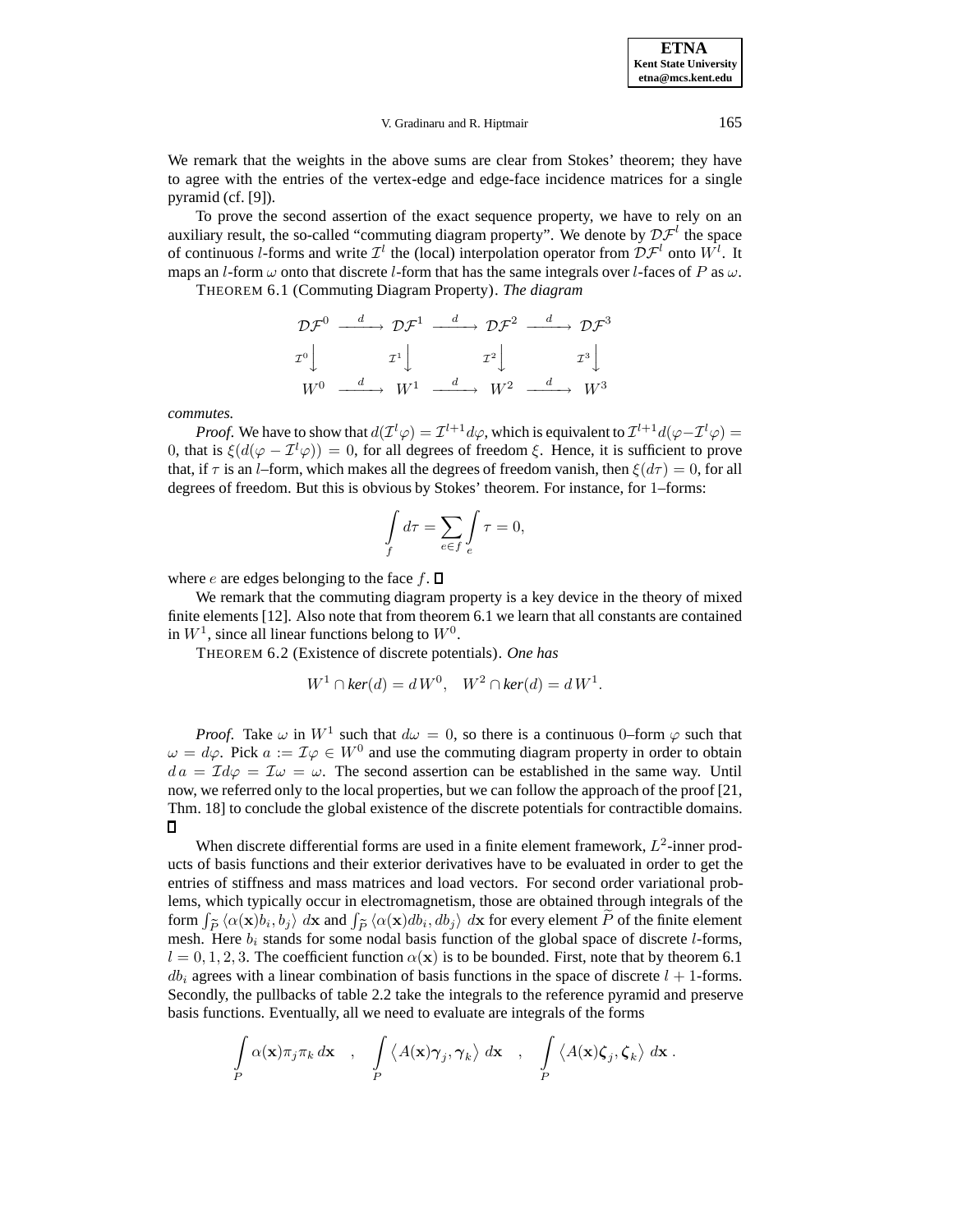We remark that the weights in the above sums are clear from Stokes' theorem; they have to agree with the entries of the vertex-edge and edge-face incidence matrices for a single pyramid (cf. [9]).

To prove the second assertion of the exact sequence property, we have to rely on an auxiliary result, the so-called "commuting diagram property". We denote by $\mathcal{DF}^l$ the space of continuous $l$-forms and write $\mathcal{I}^l$ the (local) interpolation operator from $\mathcal{DF}^l$ onto $W^l$. It maps an $l$-form $\omega$ onto that discrete $l$-form that has the same integrals over $l$-faces of $P$ as $\omega$.

THEOREM 6.1 (Commuting Diagram Property). *The diagram*

$$
\begin{array}{ccccccc}
\mathcal{DF}^0 & \xrightarrow{d} & \mathcal{DF}^1 & \xrightarrow{d} & \mathcal{DF}^2 & \xrightarrow{d} & \mathcal{DF}^3 \\
\mathcal{I}^0 \big\downarrow & & \mathcal{I}^1 \big\downarrow & & \mathcal{I}^2 \big\downarrow & & \mathcal{I}^3 \big\downarrow \\
W^0 & \xrightarrow{d} & W^1 & \xrightarrow{d} & W^2 & \xrightarrow{d} & W^3
\end{array}
$$

*commutes.*

*Proof.* We have to show that $d(\mathcal{I}^l\varphi) = \mathcal{I}^{l+1}d\varphi$, which is equivalent to $\mathcal{I}^{l+1}d(\varphi - \mathcal{I}^l\varphi) = 0$, that is $\xi(d(\varphi - \mathcal{I}^l\varphi)) = 0$, for all degrees of freedom $\xi$. Hence, it is sufficient to prove that, if $\tau$ is an $l$–form, which makes all the degrees of freedom vanish, then $\xi(d\tau) = 0$, for all degrees of freedom. But this is obvious by Stokes' theorem. For instance, for 1–forms:

$$
\int_f d\tau = \sum_{e \in f} \int_e \tau = 0,
$$

where $e$ are edges belonging to the face $f$. ∎

We remark that the commuting diagram property is a key device in the theory of mixed finite elements [12]. Also note that from theorem 6.1 we learn that all constants are contained in $W^1$, since all linear functions belong to $W^0$.

THEOREM 6.2 (Existence of discrete potentials). *One has*

$$
W^1 \cap \mathit{ker}(d) = d\,W^0, \quad W^2 \cap \mathit{ker}(d) = d\,W^1.
$$

*Proof.* Take $\omega$ in $W^1$ such that $d\omega = 0$, so there is a continuous 0–form $\varphi$ such that $\omega = d\varphi$. Pick $a := \mathcal{I}\varphi \in W^0$ and use the commuting diagram property in order to obtain $d\,a = \mathcal{I}d\varphi = \mathcal{I}\omega = \omega$. The second assertion can be established in the same way. Until now, we referred only to the local properties, but we can follow the approach of the proof [21, Thm. 18] to conclude the global existence of the discrete potentials for contractible domains. ∎

When discrete differential forms are used in a finite element framework, $L^2$-inner products of basis functions and their exterior derivatives have to be evaluated in order to get the entries of stiffness and mass matrices and load vectors. For second order variational problems, which typically occur in electromagnetism, those are obtained through integrals of the form $\int_{\widetilde{P}} \langle \alpha(\mathbf{x}) b_i, b_j \rangle \, d\mathbf{x}$ and $\int_{\widetilde{P}} \langle \alpha(\mathbf{x}) db_i, db_j \rangle \, d\mathbf{x}$ for every element $\widetilde{P}$ of the finite element mesh. Here $b_i$ stands for some nodal basis function of the global space of discrete $l$-forms, $l = 0, 1, 2, 3$. The coefficient function $\alpha(\mathbf{x})$ is to be bounded. First, note that by theorem 6.1 $db_i$ agrees with a linear combination of basis functions in the space of discrete $l+1$-forms. Secondly, the pullbacks of table 2.2 take the integrals to the reference pyramid and preserve basis functions. Eventually, all we need to evaluate are integrals of the forms

$$
\int_P \alpha(\mathbf{x}) \pi_j \pi_k \, d\mathbf{x} \quad , \quad \int_P \left\langle A(\mathbf{x}) \boldsymbol{\gamma}_j, \boldsymbol{\gamma}_k \right\rangle \, d\mathbf{x} \quad , \quad \int_P \left\langle A(\mathbf{x}) \boldsymbol{\zeta}_j, \boldsymbol{\zeta}_k \right\rangle \, d\mathbf{x} \, .
$$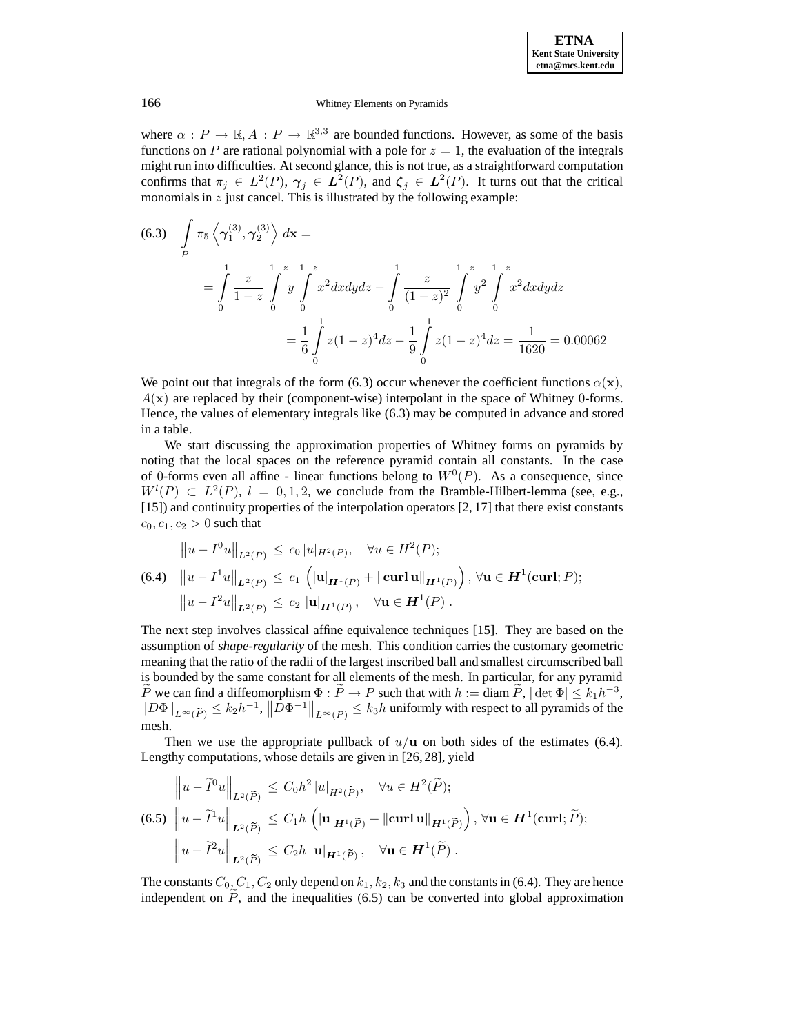where $\alpha : P \to \mathbb{R}, A : P \to \mathbb{R}^{3,3}$ are bounded functions. However, as some of the basis functions on $P$ are rational polynomial with a pole for $z = 1$, the evaluation of the integrals might run into difficulties. At second glance, this is not true, as a straightforward computation confirms that $\pi_j \in L^2(P)$, $\boldsymbol{\gamma}_j \in \boldsymbol{L}^2(P)$, and $\boldsymbol{\zeta}_j \in \boldsymbol{L}^2(P)$. It turns out that the critical monomials in $z$ just cancel. This is illustrated by the following example:

$$
\begin{aligned}
(6.3)\quad \int_P \pi_5 \left\langle \boldsymbol{\gamma}_1^{(3)}, \boldsymbol{\gamma}_2^{(3)} \right\rangle d\mathbf{x} &= \\
&= \int_0^1 \frac{z}{1-z} \int_0^{1-z} y \int_0^{1-z} x^2 dxdydz - \int_0^1 \frac{z}{(1-z)^2} \int_0^{1-z} y^2 \int_0^{1-z} x^2 dxdydz \\
&= \frac{1}{6} \int_0^1 z(1-z)^4 dz - \frac{1}{9} \int_0^1 z(1-z)^4 dz = \frac{1}{1620} = 0.00062
\end{aligned}
$$

We point out that integrals of the form (6.3) occur whenever the coefficient functions $\alpha(\mathbf{x})$, $A(\mathbf{x})$ are replaced by their (component-wise) interpolant in the space of Whitney 0-forms. Hence, the values of elementary integrals like (6.3) may be computed in advance and stored in a table.

We start discussing the approximation properties of Whitney forms on pyramids by noting that the local spaces on the reference pyramid contain all constants. In the case of 0-forms even all affine - linear functions belong to $W^0(P)$. As a consequence, since $W^l(P) \subset L^2(P)$, $l = 0, 1, 2$, we conclude from the Bramble-Hilbert-lemma (see, e.g., [15]) and continuity properties of the interpolation operators [2, 17] that there exist constants $c_0, c_1, c_2 > 0$ such that

$$
(6.4)\quad
\begin{aligned}
\left\| u - I^0 u \right\|_{L^2(P)} &\leq c_0 \, |u|_{H^2(P)}, \quad \forall u \in H^2(P); \\
\left\| u - I^1 u \right\|_{\boldsymbol{L}^2(P)} &\leq c_1 \left( |\mathbf{u}|_{\boldsymbol{H}^1(P)} + \|\mathbf{curl}\,\mathbf{u}\|_{\boldsymbol{H}^1(P)} \right), \; \forall \mathbf{u} \in \boldsymbol{H}^1(\mathbf{curl}; P); \\
\left\| u - I^2 u \right\|_{\boldsymbol{L}^2(P)} &\leq c_2 \, |\mathbf{u}|_{\boldsymbol{H}^1(P)}, \quad \forall \mathbf{u} \in \boldsymbol{H}^1(P) \, .
\end{aligned}
$$

The next step involves classical affine equivalence techniques [15]. They are based on the assumption of *shape-regularity* of the mesh. This condition carries the customary geometric meaning that the ratio of the radii of the largest inscribed ball and smallest circumscribed ball is bounded by the same constant for all elements of the mesh. In particular, for any pyramid $\widetilde{P}$ we can find a diffeomorphism $\Phi : \widetilde{P} \to P$ such that with $h := \operatorname{diam} \widetilde{P}$, $|\det \Phi| \leq k_1 h^{-3}$, $\|D\Phi\|_{L^\infty(\widetilde{P})} \leq k_2 h^{-1}$, $\left\|D\Phi^{-1}\right\|_{L^\infty(P)} \leq k_3 h$ uniformly with respect to all pyramids of the mesh.

Then we use the appropriate pullback of $u/\mathbf{u}$ on both sides of the estimates (6.4). Lengthy computations, whose details are given in [26, 28], yield

$$
(6.5)\quad
\begin{aligned}
\left\| u - \widetilde{I}^0 u \right\|_{L^2(\widetilde{P})} &\leq C_0 h^2 \, |u|_{H^2(\widetilde{P})}, \quad \forall u \in H^2(\widetilde{P}); \\
\left\| u - \widetilde{I}^1 u \right\|_{\boldsymbol{L}^2(\widetilde{P})} &\leq C_1 h \left( |\mathbf{u}|_{\boldsymbol{H}^1(\widetilde{P})} + \|\mathbf{curl}\,\mathbf{u}\|_{\boldsymbol{H}^1(\widetilde{P})} \right), \; \forall \mathbf{u} \in \boldsymbol{H}^1(\mathbf{curl}; \widetilde{P}); \\
\left\| u - \widetilde{I}^2 u \right\|_{\boldsymbol{L}^2(\widetilde{P})} &\leq C_2 h \, |\mathbf{u}|_{\boldsymbol{H}^1(\widetilde{P})}, \quad \forall \mathbf{u} \in \boldsymbol{H}^1(\widetilde{P}) \, .
\end{aligned}
$$

The constants $C_0, C_1, C_2$ only depend on $k_1, k_2, k_3$ and the constants in (6.4). They are hence independent on $\widetilde{P}$, and the inequalities (6.5) can be converted into global approximation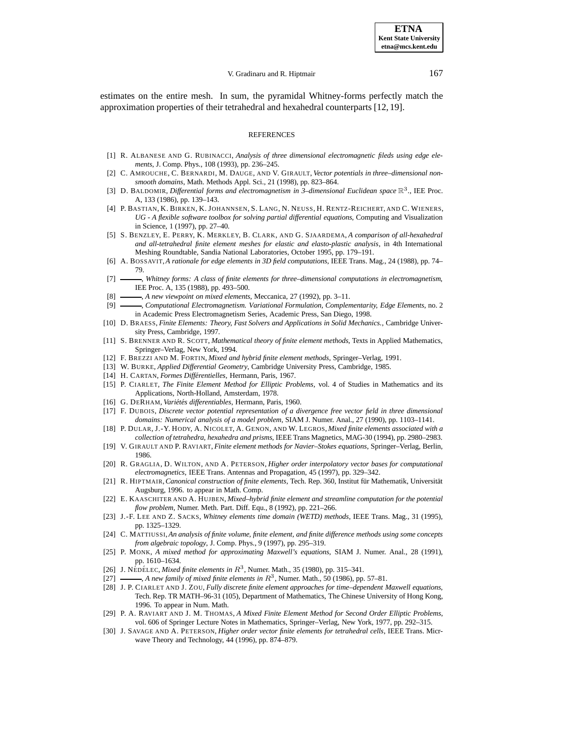estimates on the entire mesh. In sum, the pyramidal Whitney-forms perfectly match the approximation properties of their tetrahedral and hexahedral counterparts [12, 19].

## REFERENCES

[1] R. Albanese and G. Rubinacci, *Analysis of three dimensional electromagnetic fileds using edge elements*, J. Comp. Phys., 108 (1993), pp. 236–245.

[2] C. Amrouche, C. Bernardi, M. Dauge, and V. Girault, *Vector potentials in three–dimensional nonsmooth domains*, Math. Methods Appl. Sci., 21 (1998), pp. 823–864.

[3] D. Baldomir, *Differential forms and electromagnetism in 3–dimensional Euclidean space* $\mathbb{R}^3$., IEE Proc. A, 133 (1986), pp. 139–143.

[4] P. Bastian, K. Birken, K. Johannsen, S. Lang, N. Neuss, H. Rentz-Reichert, and C. Wieners, *UG - A flexible software toolbox for solving partial differential equations*, Computing and Visualization in Science, 1 (1997), pp. 27–40.

[5] S. Benzley, E. Perry, K. Merkley, B. Clark, and G. Sjaardema, *A comparison of all-hexahedral and all-tetrahedral finite element meshes for elastic and elasto-plastic analysis*, in 4th International Meshing Roundtable, Sandia National Laboratories, October 1995, pp. 179–191.

[6] A. Bossavit, *A rationale for edge elements in 3D field computations*, IEEE Trans. Mag., 24 (1988), pp. 74–79.

[7] ———, *Whitney forms: A class of finite elements for three–dimensional computations in electromagnetism*, IEE Proc. A, 135 (1988), pp. 493–500.

[8] ———, *A new viewpoint on mixed elements*, Meccanica, 27 (1992), pp. 3–11.

[9] ———, *Computational Electromagnetism. Variational Formulation, Complementarity, Edge Elements*, no. 2 in Academic Press Electromagnetism Series, Academic Press, San Diego, 1998.

[10] D. Braess, *Finite Elements: Theory, Fast Solvers and Applications in Solid Mechanics.*, Cambridge University Press, Cambridge, 1997.

[11] S. Brenner and R. Scott, *Mathematical theory of finite element methods*, Texts in Applied Mathematics, Springer–Verlag, New York, 1994.

[12] F. Brezzi and M. Fortin, *Mixed and hybrid finite element methods*, Springer–Verlag, 1991.

[13] W. Burke, *Applied Differential Geometry*, Cambridge University Press, Cambridge, 1985.

[14] H. Cartan, *Formes Différentielles*, Hermann, Paris, 1967.

[15] P. Ciarlet, *The Finite Element Method for Elliptic Problems*, vol. 4 of Studies in Mathematics and its Applications, North-Holland, Amsterdam, 1978.

[16] G. DeRham, *Variétés differentiables*, Hermann, Paris, 1960.

[17] F. Dubois, *Discrete vector potential representation of a divergence free vector field in three dimensional domains: Numerical analysis of a model problem*, SIAM J. Numer. Anal., 27 (1990), pp. 1103–1141.

[18] P. Dular, J.-Y. Hody, A. Nicolet, A. Genon, and W. Legros, *Mixed finite elements associated with a collection of tetrahedra, hexahedra and prisms*, IEEE Trans Magnetics, MAG-30 (1994), pp. 2980–2983.

[19] V. Girault and P. Raviart, *Finite element methods for Navier–Stokes equations*, Springer–Verlag, Berlin, 1986.

[20] R. Graglia, D. Wilton, and A. Peterson, *Higher order interpolatory vector bases for computational electromagnetics*, IEEE Trans. Antennas and Propagation, 45 (1997), pp. 329–342.

[21] R. Hiptmair, *Canonical construction of finite elements*, Tech. Rep. 360, Institut für Mathematik, Universität Augsburg, 1996. to appear in Math. Comp.

[22] E. Kaaschiter and A. Hujben, *Mixed–hybrid finite element and streamline computation for the potential flow problem*, Numer. Meth. Part. Diff. Equ., 8 (1992), pp. 221–266.

[23] J.-F. Lee and Z. Sacks, *Whitney elements time domain (WETD) methods*, IEEE Trans. Mag., 31 (1995), pp. 1325–1329.

[24] C. Mattiussi, *An analysis of finite volume, finite element, and finite difference methods using some concepts from algebraic topology*, J. Comp. Phys., 9 (1997), pp. 295–319.

[25] P. Monk, *A mixed method for approximating Maxwell's equations*, SIAM J. Numer. Anal., 28 (1991), pp. 1610–1634.

[26] J. Nédélec, *Mixed finite elements in* $R^3$, Numer. Math., 35 (1980), pp. 315–341.

[27] ———, *A new family of mixed finite elements in* $R^3$, Numer. Math., 50 (1986), pp. 57–81.

[28] J. P. Ciarlet and J. Zou, *Fully discrete finite element approaches for time–dependent Maxwell equations*, Tech. Rep. TR MATH–96-31 (105), Department of Mathematics, The Chinese University of Hong Kong, 1996. To appear in Num. Math.

[29] P. A. Raviart and J. M. Thomas, *A Mixed Finite Element Method for Second Order Elliptic Problems*, vol. 606 of Springer Lecture Notes in Mathematics, Springer–Verlag, New York, 1977, pp. 292–315.

[30] J. Savage and A. Peterson, *Higher order vector finite elements for tetrahedral cells*, IEEE Trans. Micrwave Theory and Technology, 44 (1996), pp. 874–879.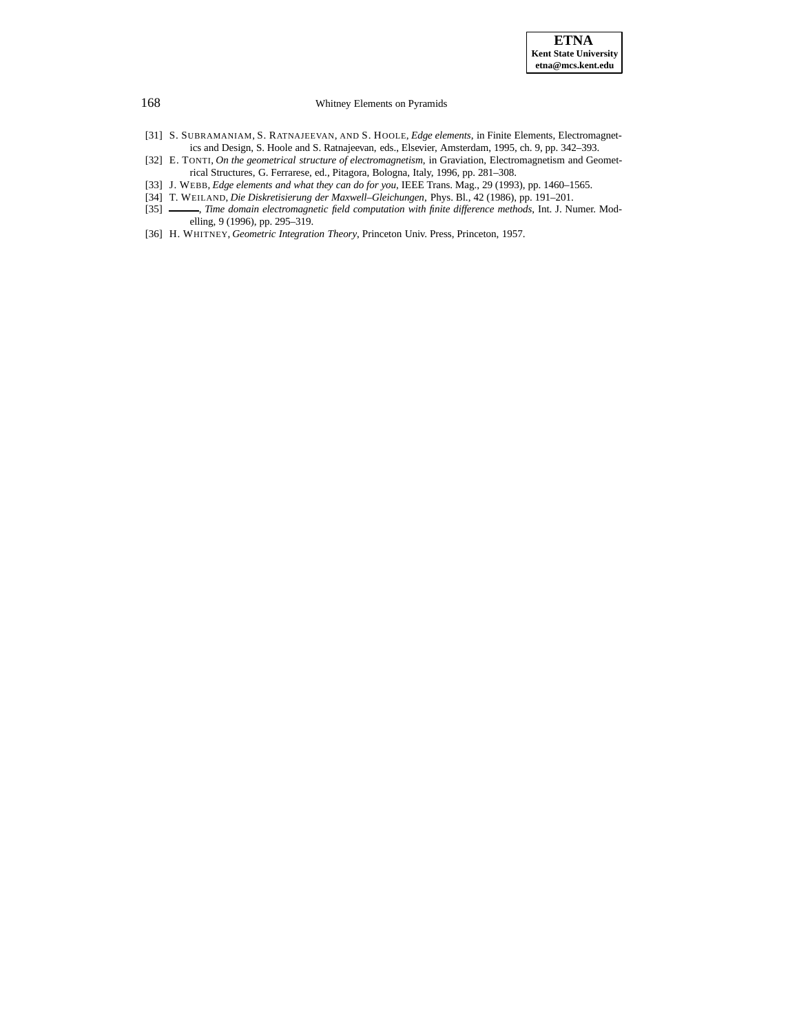[31] S. SUBRAMANIAM, S. RATNAJEEVAN, AND S. HOOLE, *Edge elements*, in Finite Elements, Electromagnetics and Design, S. Hoole and S. Ratnajeevan, eds., Elsevier, Amsterdam, 1995, ch. 9, pp. 342–393.

[32] E. TONTI, *On the geometrical structure of electromagnetism*, in Graviation, Electromagnetism and Geometrical Structures, G. Ferrarese, ed., Pitagora, Bologna, Italy, 1996, pp. 281–308.

[33] J. WEBB, *Edge elements and what they can do for you*, IEEE Trans. Mag., 29 (1993), pp. 1460–1565.

[34] T. WEILAND, *Die Diskretisierung der Maxwell–Gleichungen*, Phys. Bl., 42 (1986), pp. 191–201.

[35] ———, *Time domain electromagnetic field computation with finite difference methods*, Int. J. Numer. Modelling, 9 (1996), pp. 295–319.

[36] H. WHITNEY, *Geometric Integration Theory*, Princeton Univ. Press, Princeton, 1957.